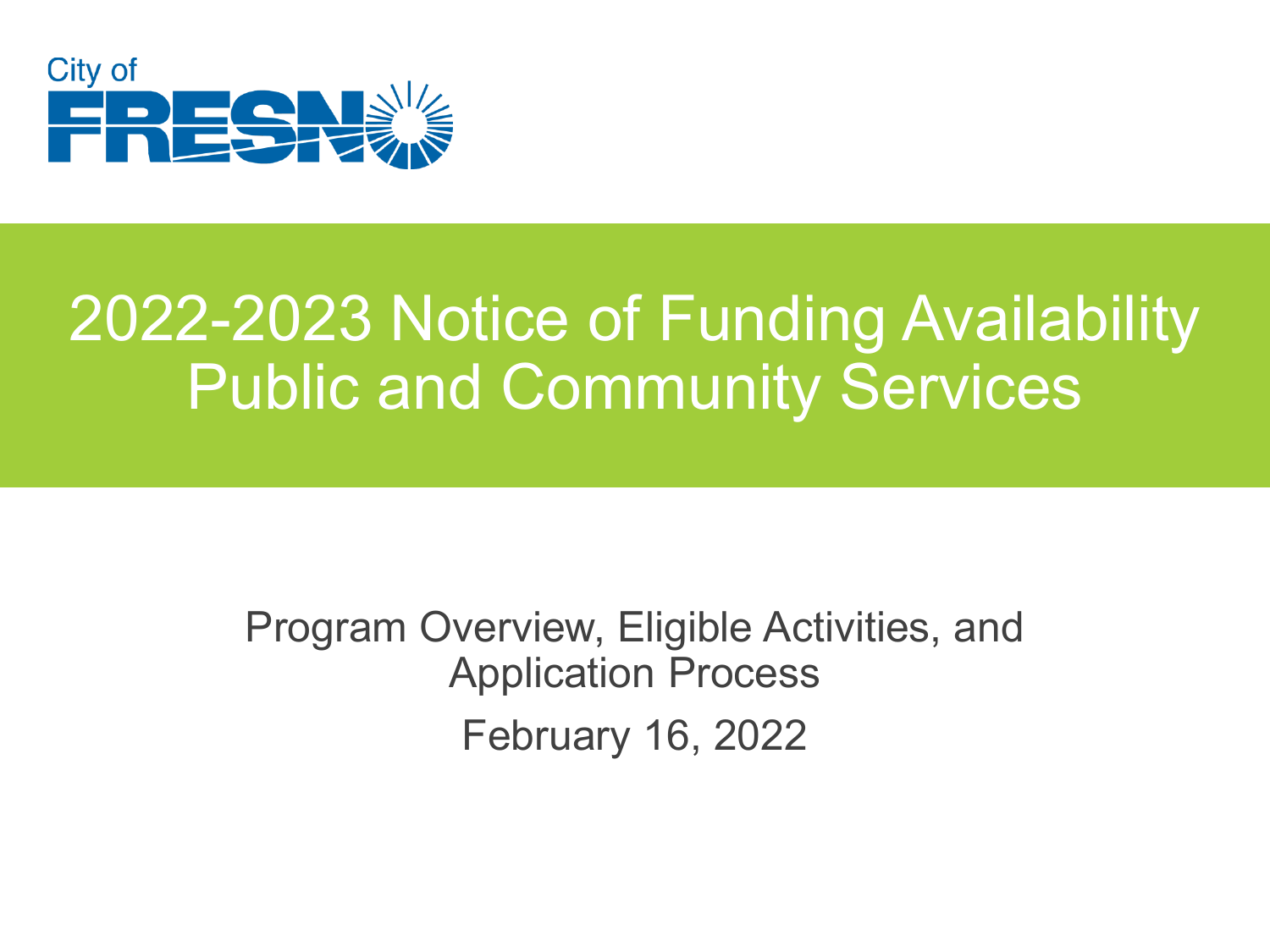City of FRESNO

# 2022-2023 Notice of Funding Availability Public and Community Services

Program Overview, Eligible Activities, and Application Process

February 16, 2022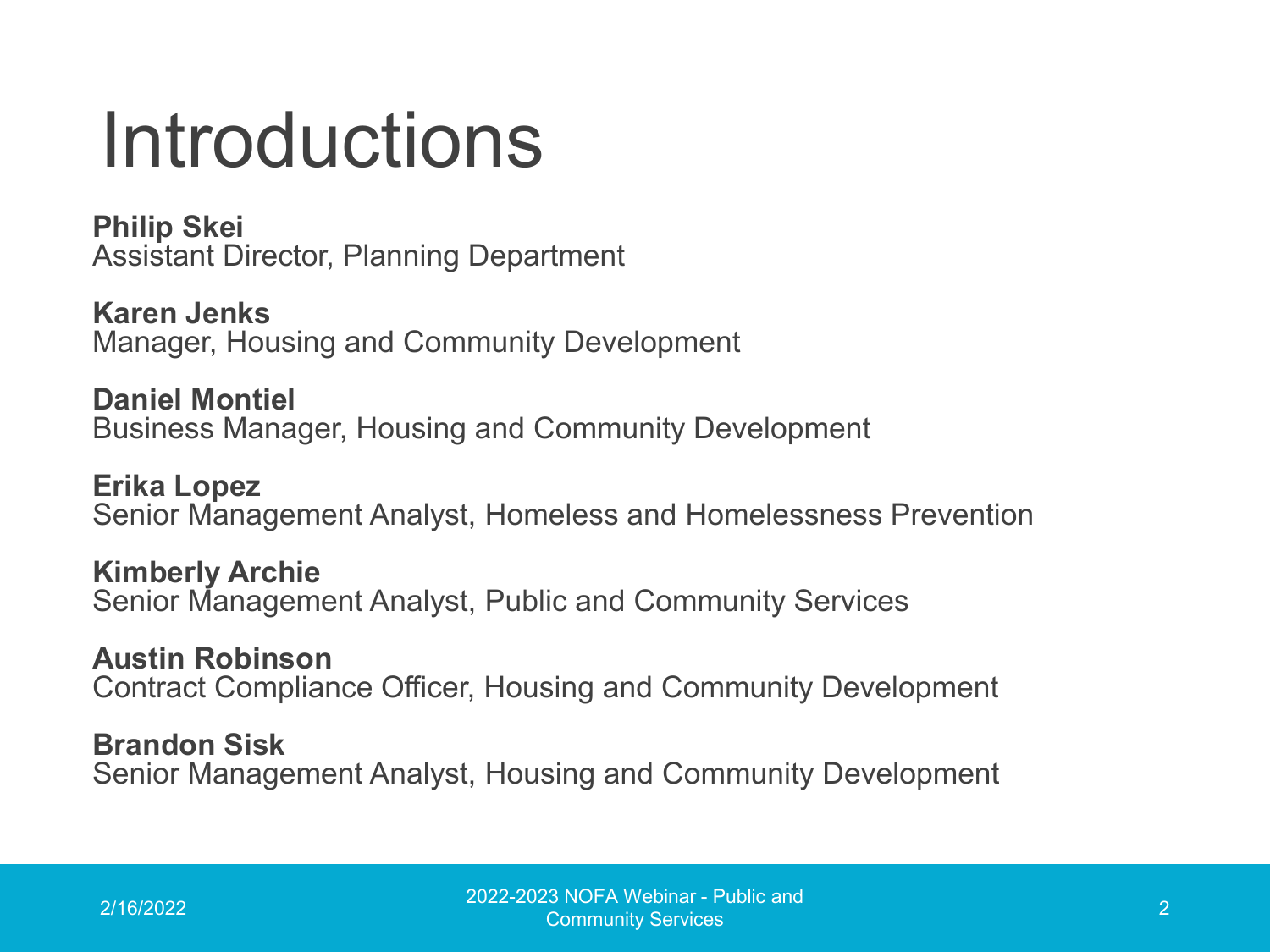# Introductions

**Philip Skei**
Assistant Director, Planning Department

**Karen Jenks**
Manager, Housing and Community Development

**Daniel Montiel**
Business Manager, Housing and Community Development

**Erika Lopez**
Senior Management Analyst, Homeless and Homelessness Prevention

**Kimberly Archie**
Senior Management Analyst, Public and Community Services

**Austin Robinson**
Contract Compliance Officer, Housing and Community Development

**Brandon Sisk**
Senior Management Analyst, Housing and Community Development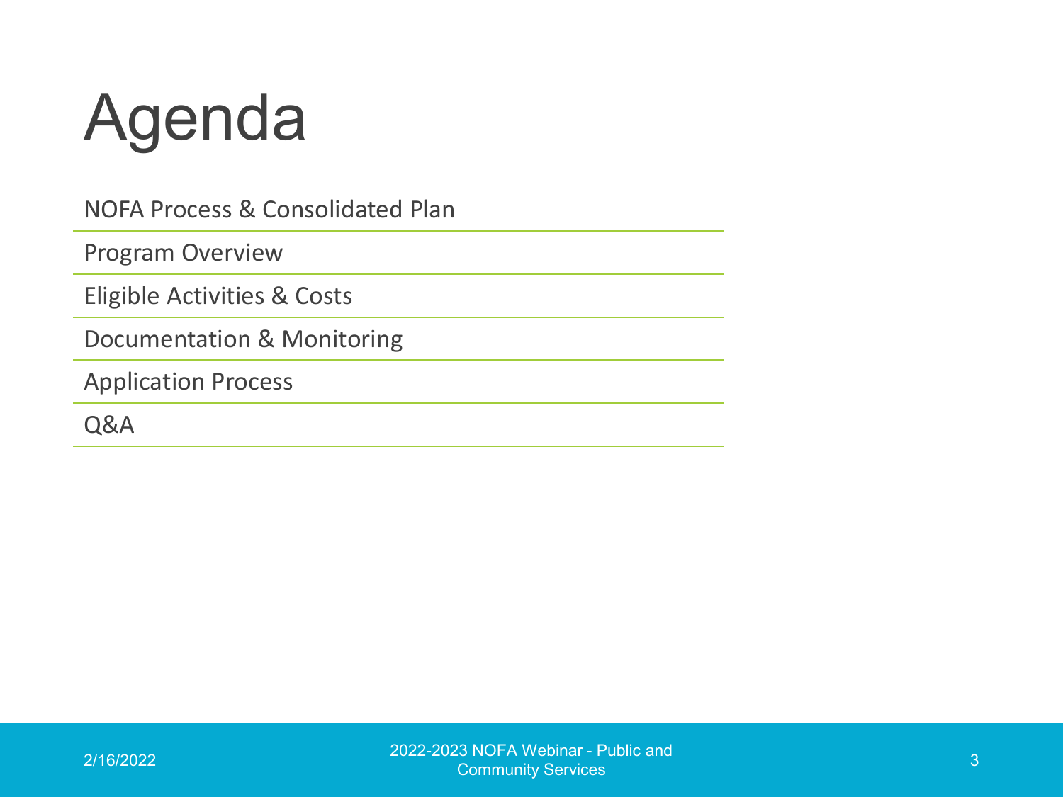# Agenda

- NOFA Process & Consolidated Plan
- Program Overview
- Eligible Activities & Costs
- Documentation & Monitoring
- Application Process
- Q&A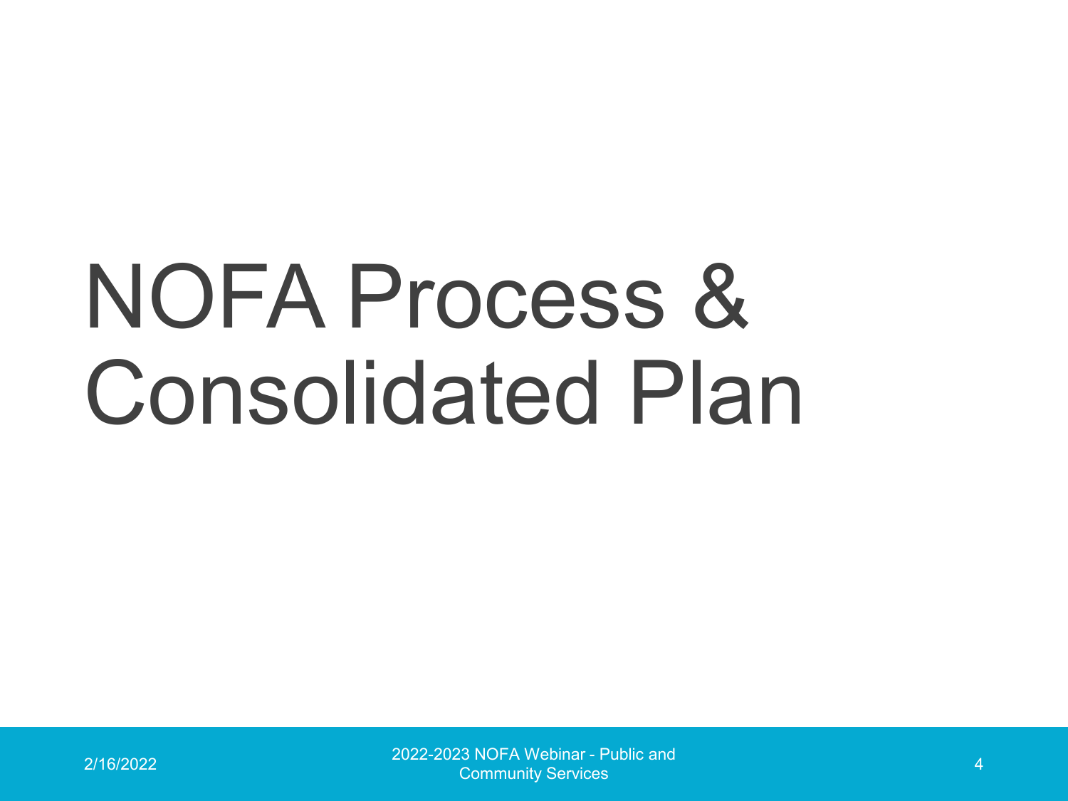# NOFA Process & Consolidated Plan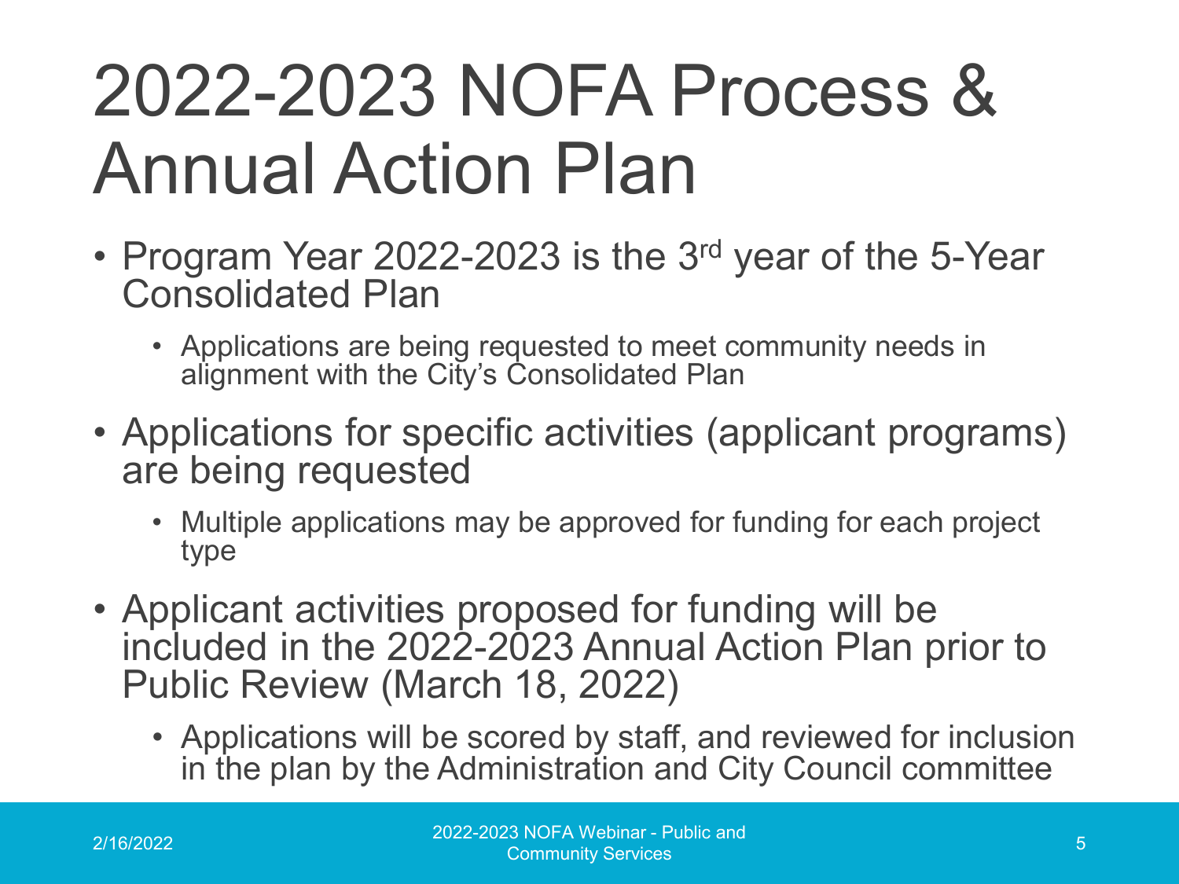# 2022-2023 NOFA Process & Annual Action Plan

- Program Year 2022-2023 is the 3rd year of the 5-Year Consolidated Plan
  - Applications are being requested to meet community needs in alignment with the City's Consolidated Plan
- Applications for specific activities (applicant programs) are being requested
  - Multiple applications may be approved for funding for each project type
- Applicant activities proposed for funding will be included in the 2022-2023 Annual Action Plan prior to Public Review (March 18, 2022)
  - Applications will be scored by staff, and reviewed for inclusion in the plan by the Administration and City Council committee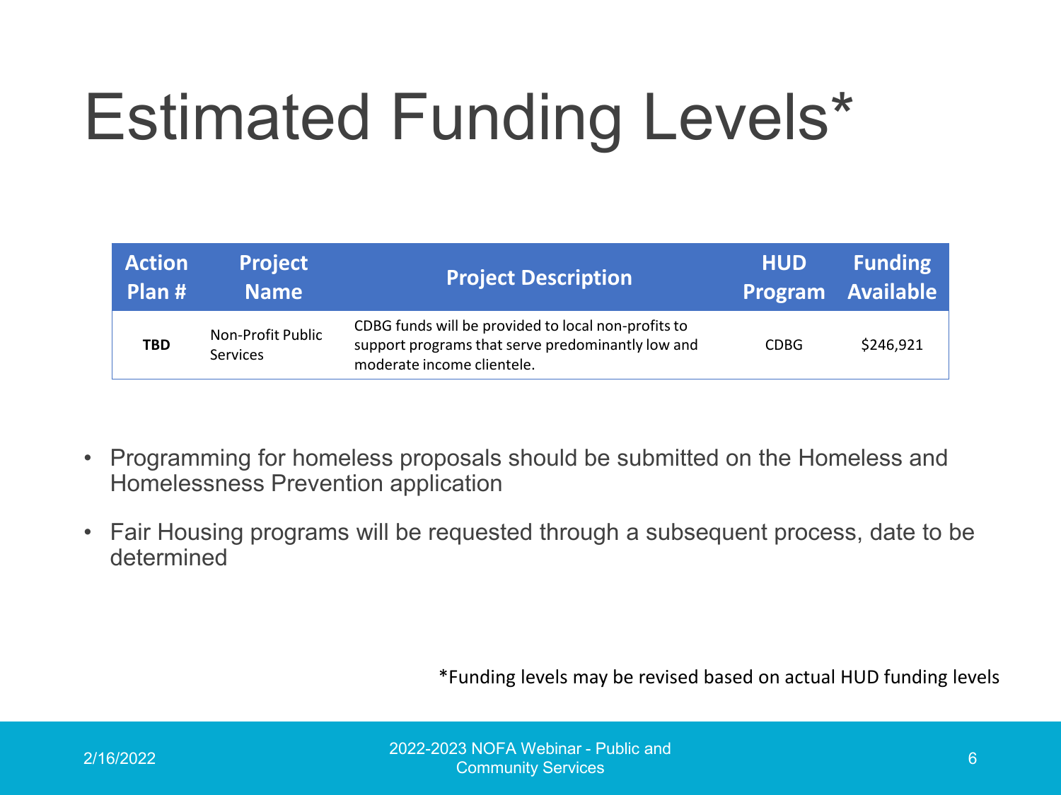# Estimated Funding Levels*

| Action Plan # | Project Name | Project Description | HUD Program | Funding Available |
|---|---|---|---|---|
| **TBD** | Non-Profit Public Services | CDBG funds will be provided to local non-profits to support programs that serve predominantly low and moderate income clientele. | CDBG | $246,921 |

- Programming for homeless proposals should be submitted on the Homeless and Homelessness Prevention application
- Fair Housing programs will be requested through a subsequent process, date to be determined

*Funding levels may be revised based on actual HUD funding levels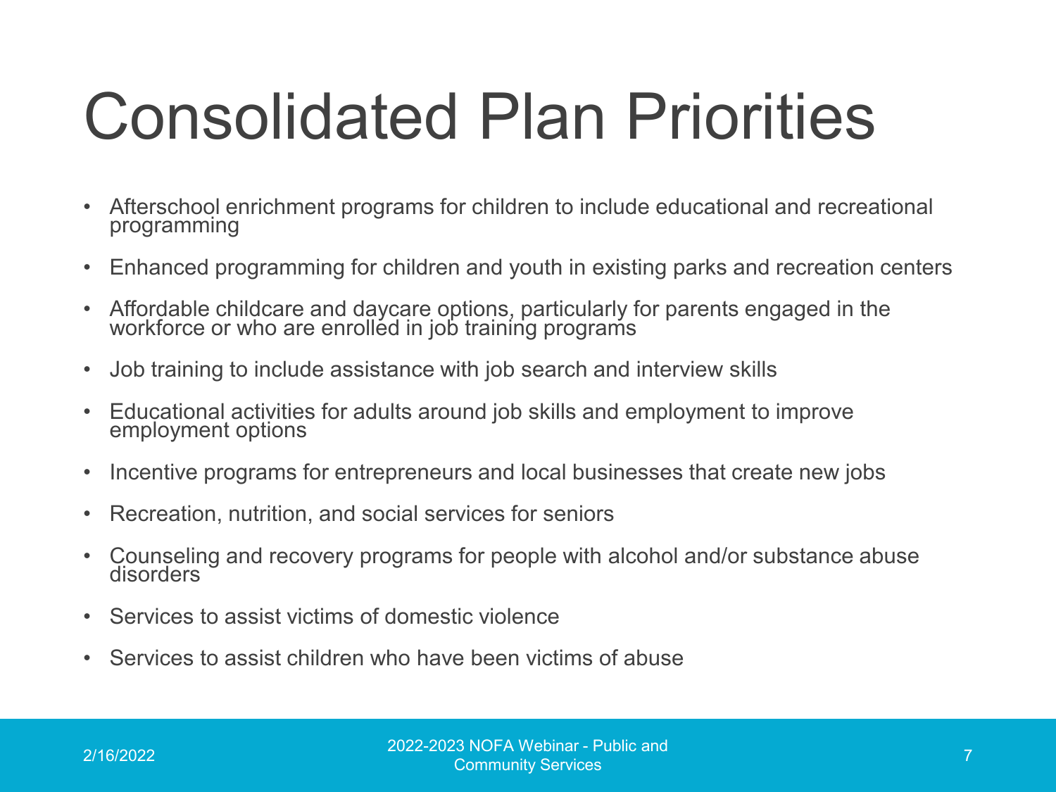# Consolidated Plan Priorities

- Afterschool enrichment programs for children to include educational and recreational programming
- Enhanced programming for children and youth in existing parks and recreation centers
- Affordable childcare and daycare options, particularly for parents engaged in the workforce or who are enrolled in job training programs
- Job training to include assistance with job search and interview skills
- Educational activities for adults around job skills and employment to improve employment options
- Incentive programs for entrepreneurs and local businesses that create new jobs
- Recreation, nutrition, and social services for seniors
- Counseling and recovery programs for people with alcohol and/or substance abuse disorders
- Services to assist victims of domestic violence
- Services to assist children who have been victims of abuse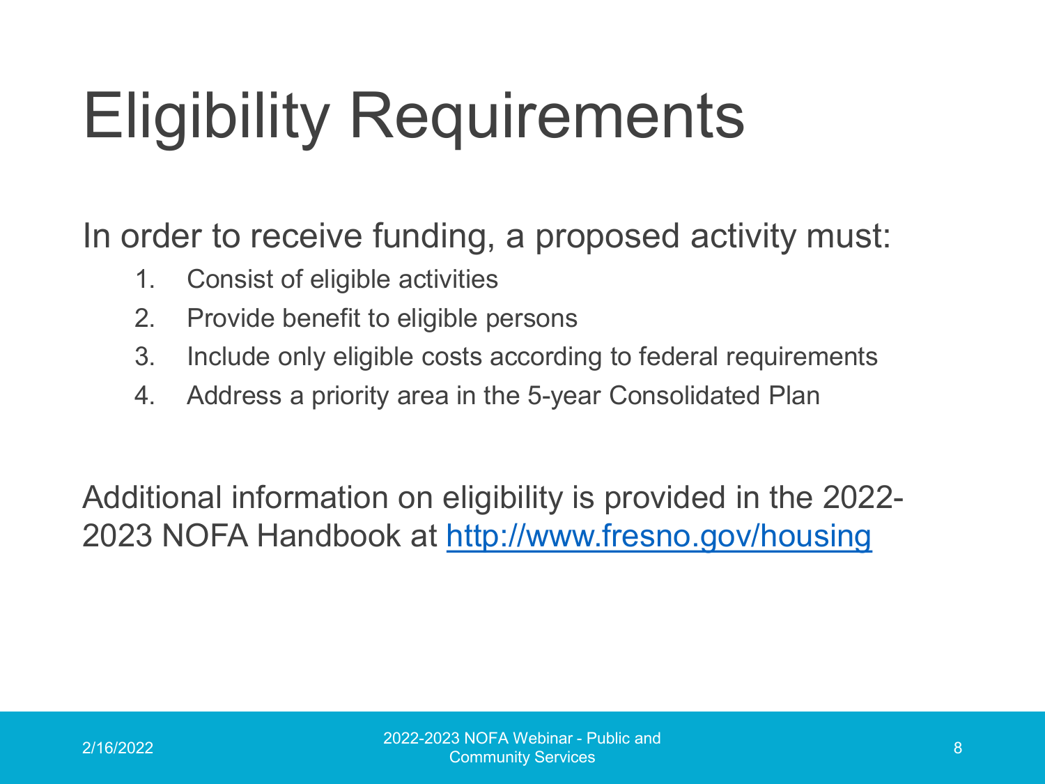# Eligibility Requirements

In order to receive funding, a proposed activity must:

1. Consist of eligible activities
2. Provide benefit to eligible persons
3. Include only eligible costs according to federal requirements
4. Address a priority area in the 5-year Consolidated Plan

Additional information on eligibility is provided in the 2022-2023 NOFA Handbook at [http://www.fresno.gov/housing](http://www.fresno.gov/housing)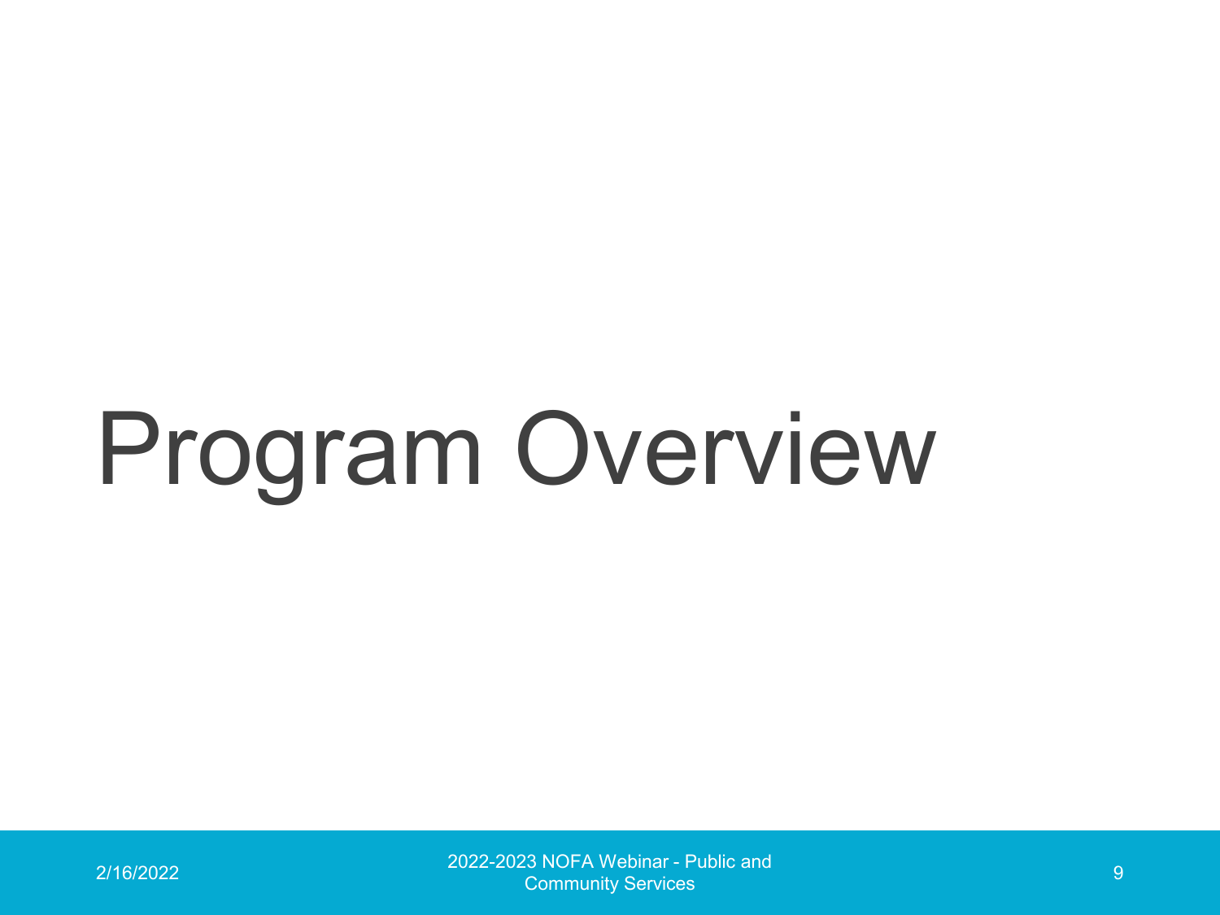# Program Overview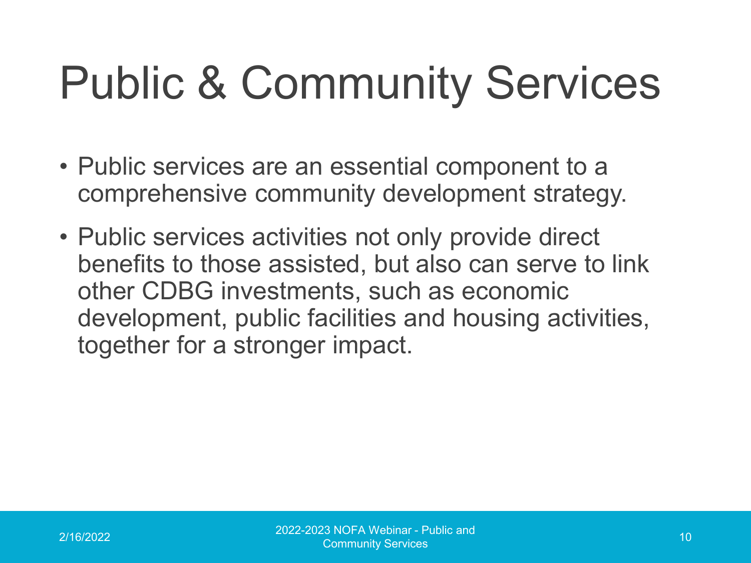# Public & Community Services

- Public services are an essential component to a comprehensive community development strategy.
- Public services activities not only provide direct benefits to those assisted, but also can serve to link other CDBG investments, such as economic development, public facilities and housing activities, together for a stronger impact.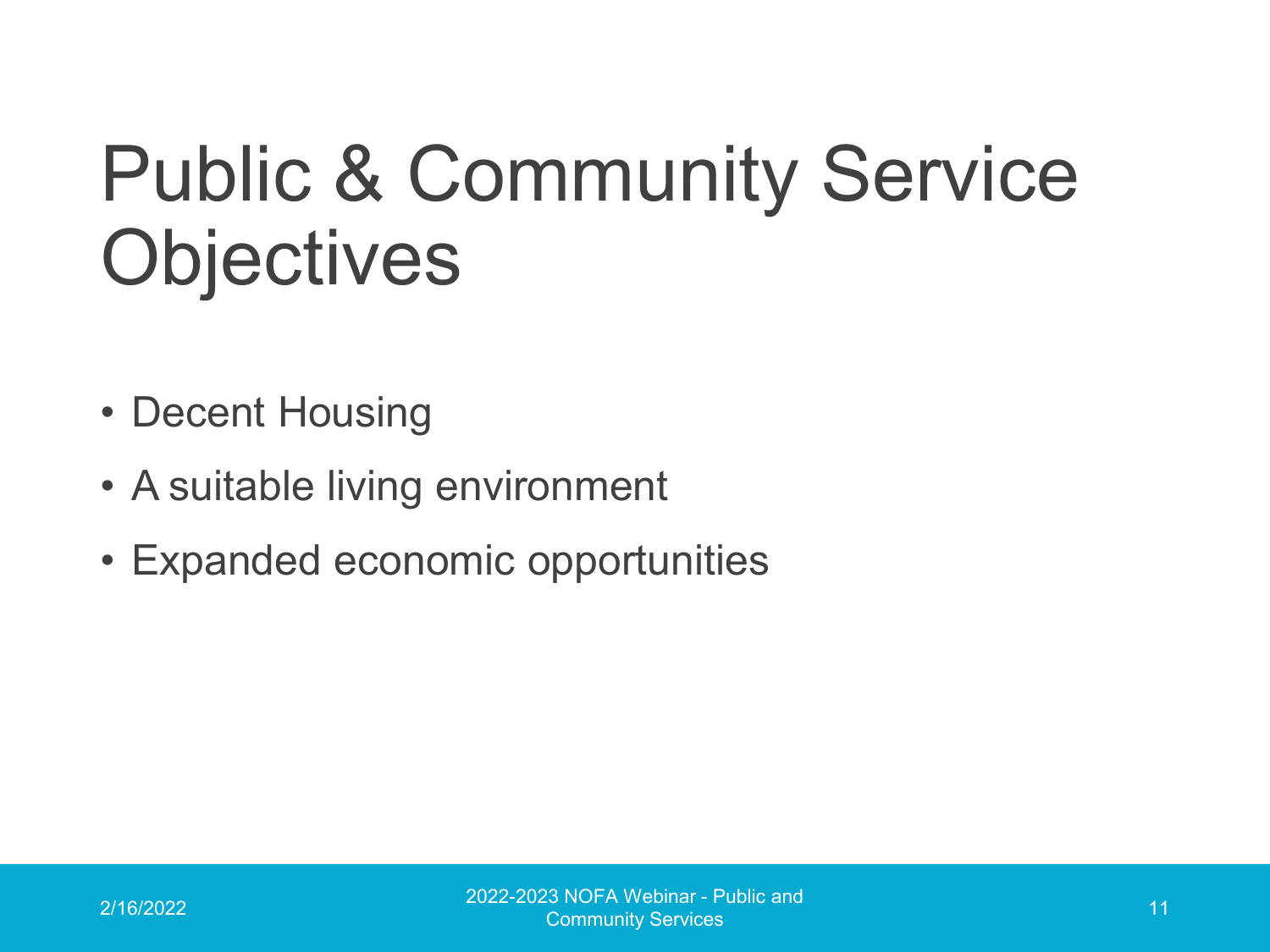# Public & Community Service Objectives

- Decent Housing
- A suitable living environment
- Expanded economic opportunities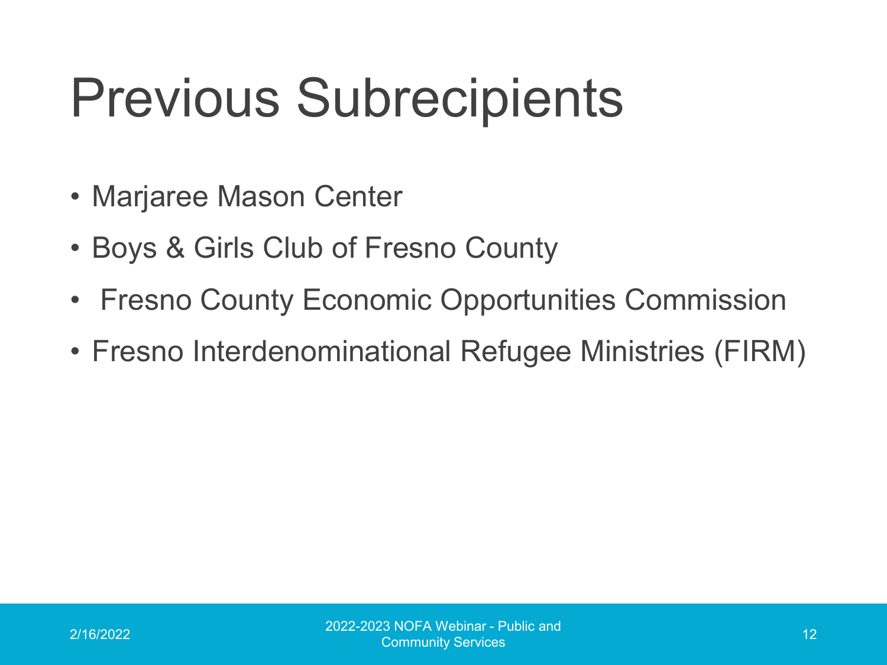# Previous Subrecipients

- Marjaree Mason Center
- Boys & Girls Club of Fresno County
- Fresno County Economic Opportunities Commission
- Fresno Interdenominational Refugee Ministries (FIRM)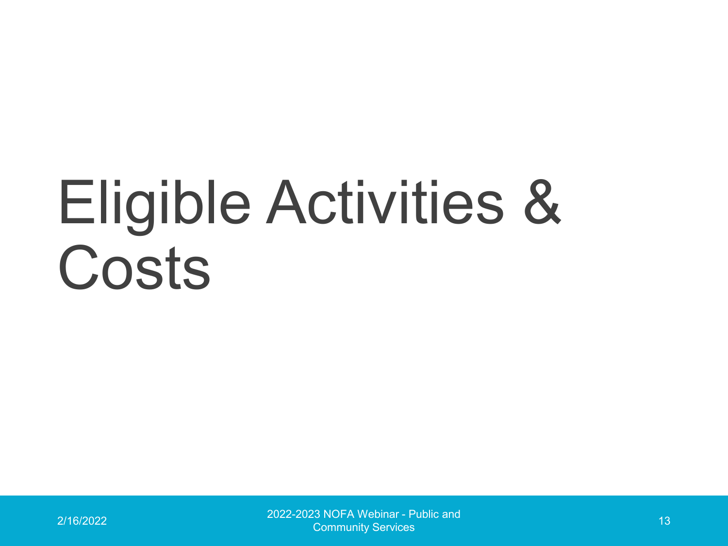# Eligible Activities & Costs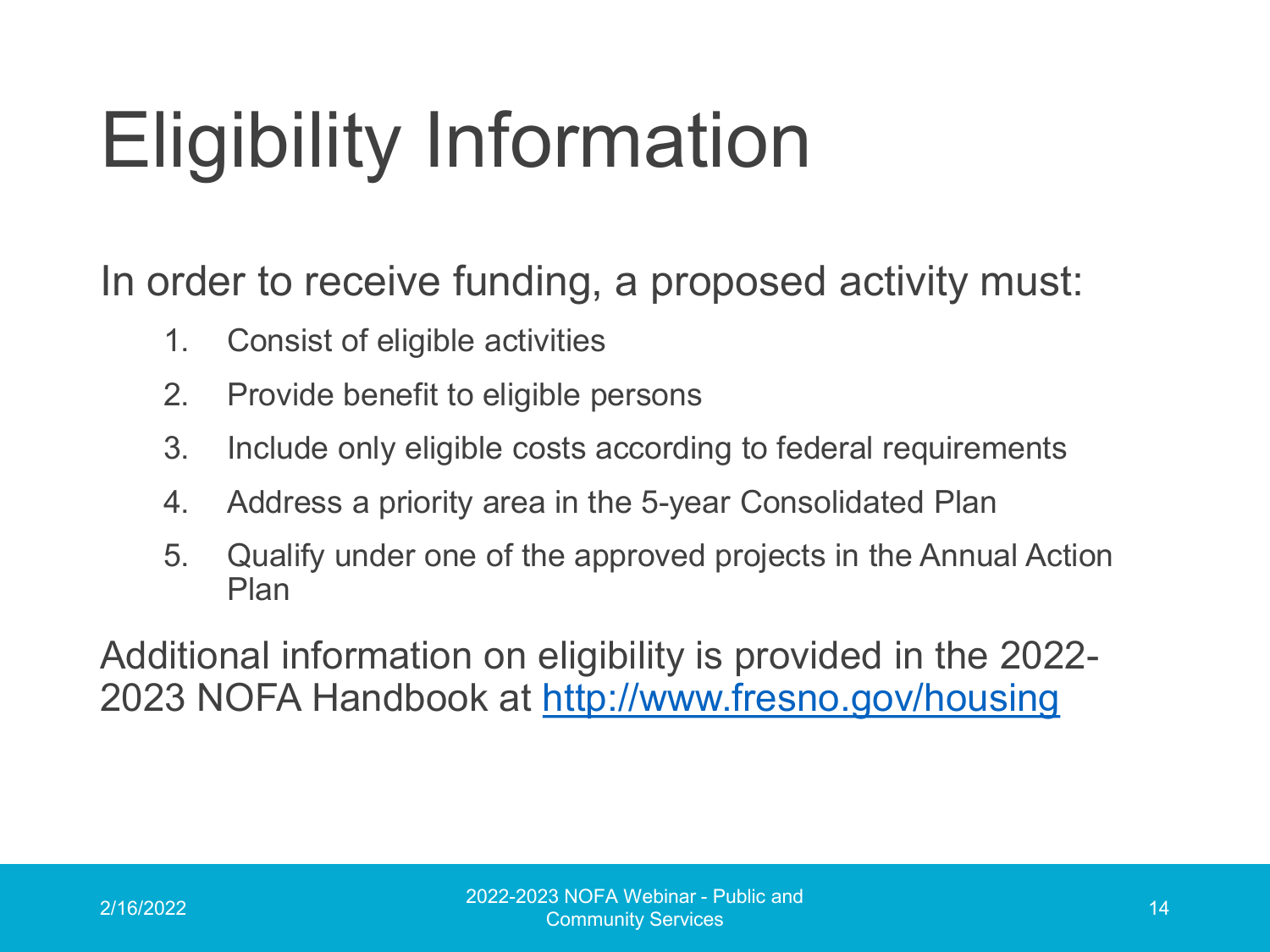# Eligibility Information

In order to receive funding, a proposed activity must:

1. Consist of eligible activities
2. Provide benefit to eligible persons
3. Include only eligible costs according to federal requirements
4. Address a priority area in the 5-year Consolidated Plan
5. Qualify under one of the approved projects in the Annual Action Plan

Additional information on eligibility is provided in the 2022-2023 NOFA Handbook at http://www.fresno.gov/housing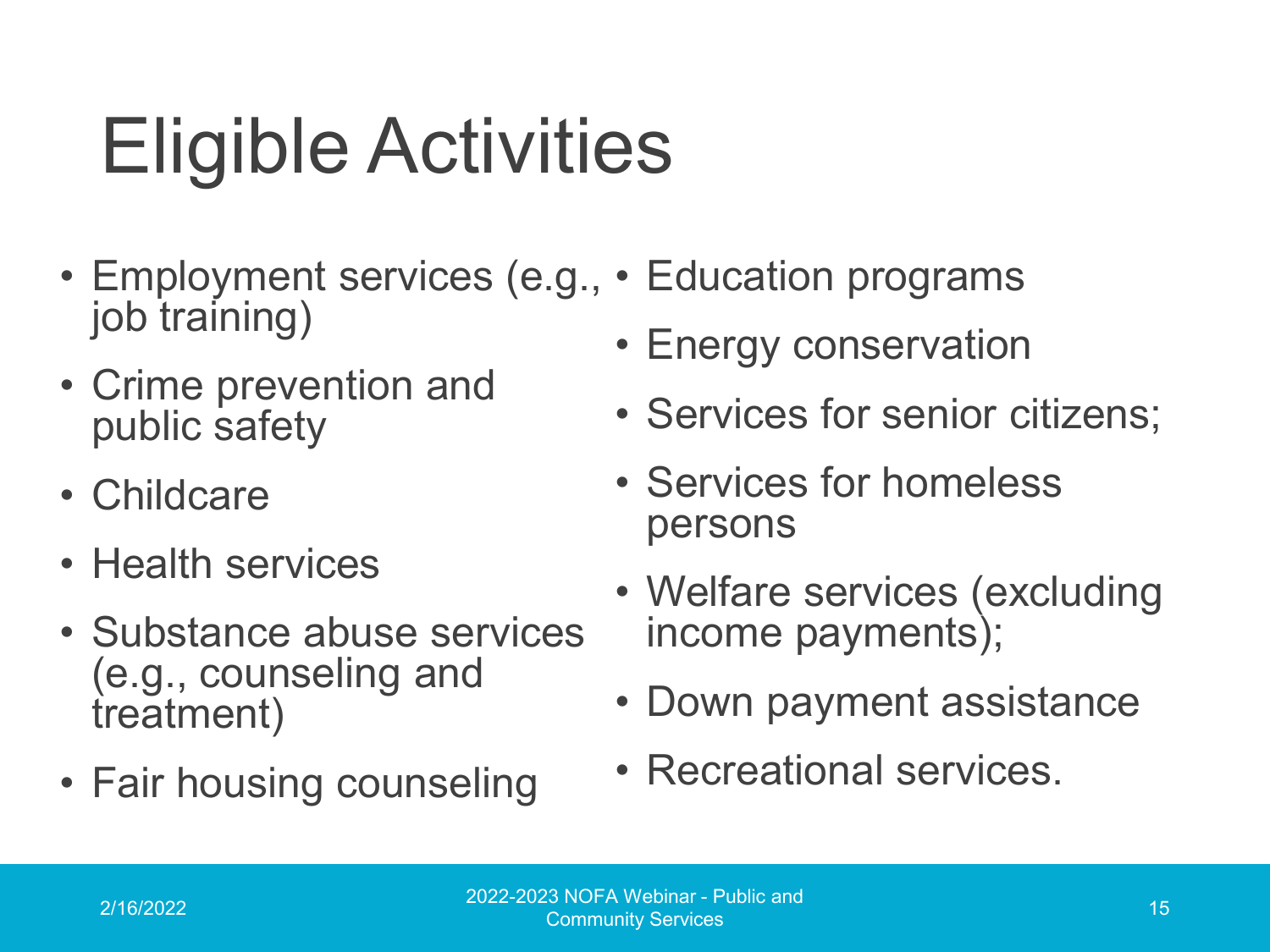# Eligible Activities

- Employment services (e.g., job training)
- Crime prevention and public safety
- Childcare
- Health services
- Substance abuse services (e.g., counseling and treatment)
- Fair housing counseling
- Education programs
- Energy conservation
- Services for senior citizens;
- Services for homeless persons
- Welfare services (excluding income payments);
- Down payment assistance
- Recreational services.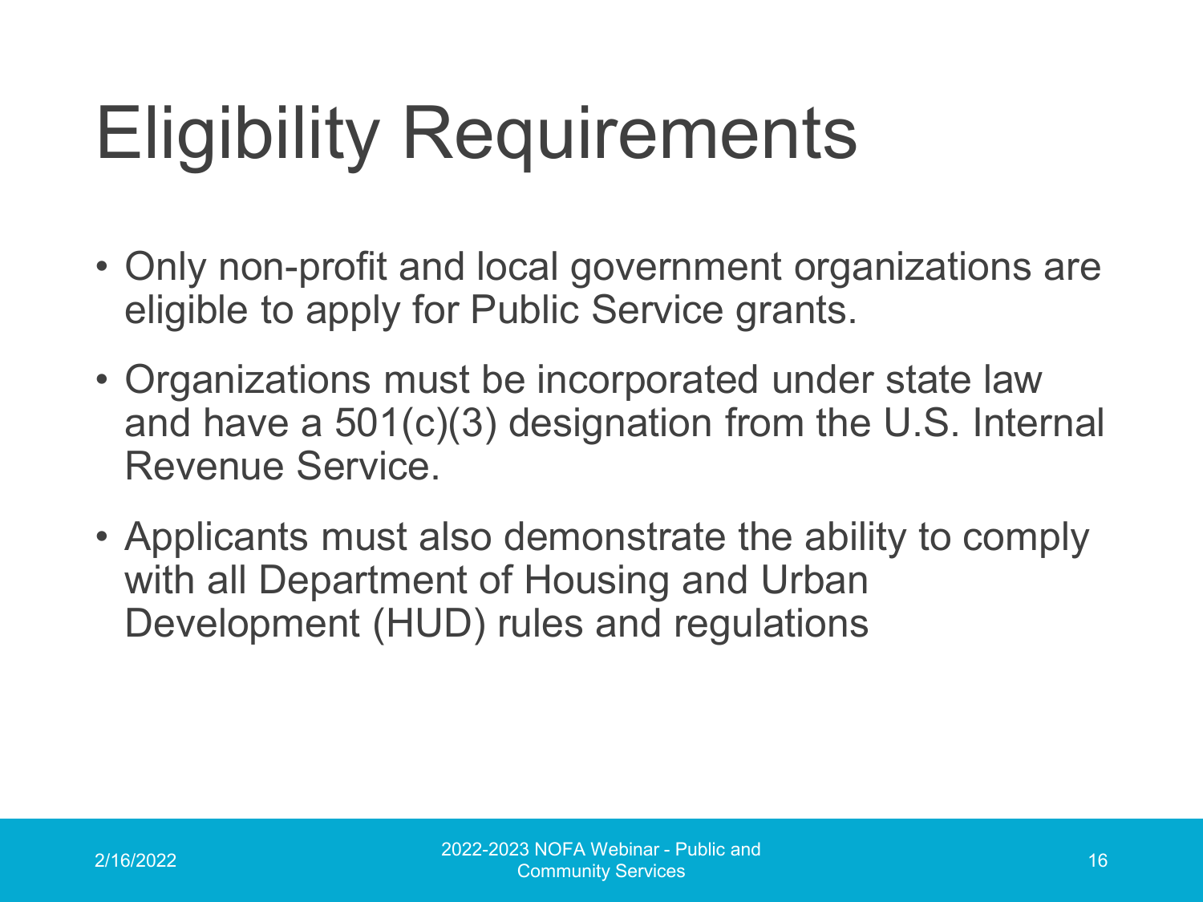# Eligibility Requirements

- Only non-profit and local government organizations are eligible to apply for Public Service grants.
- Organizations must be incorporated under state law and have a 501(c)(3) designation from the U.S. Internal Revenue Service.
- Applicants must also demonstrate the ability to comply with all Department of Housing and Urban Development (HUD) rules and regulations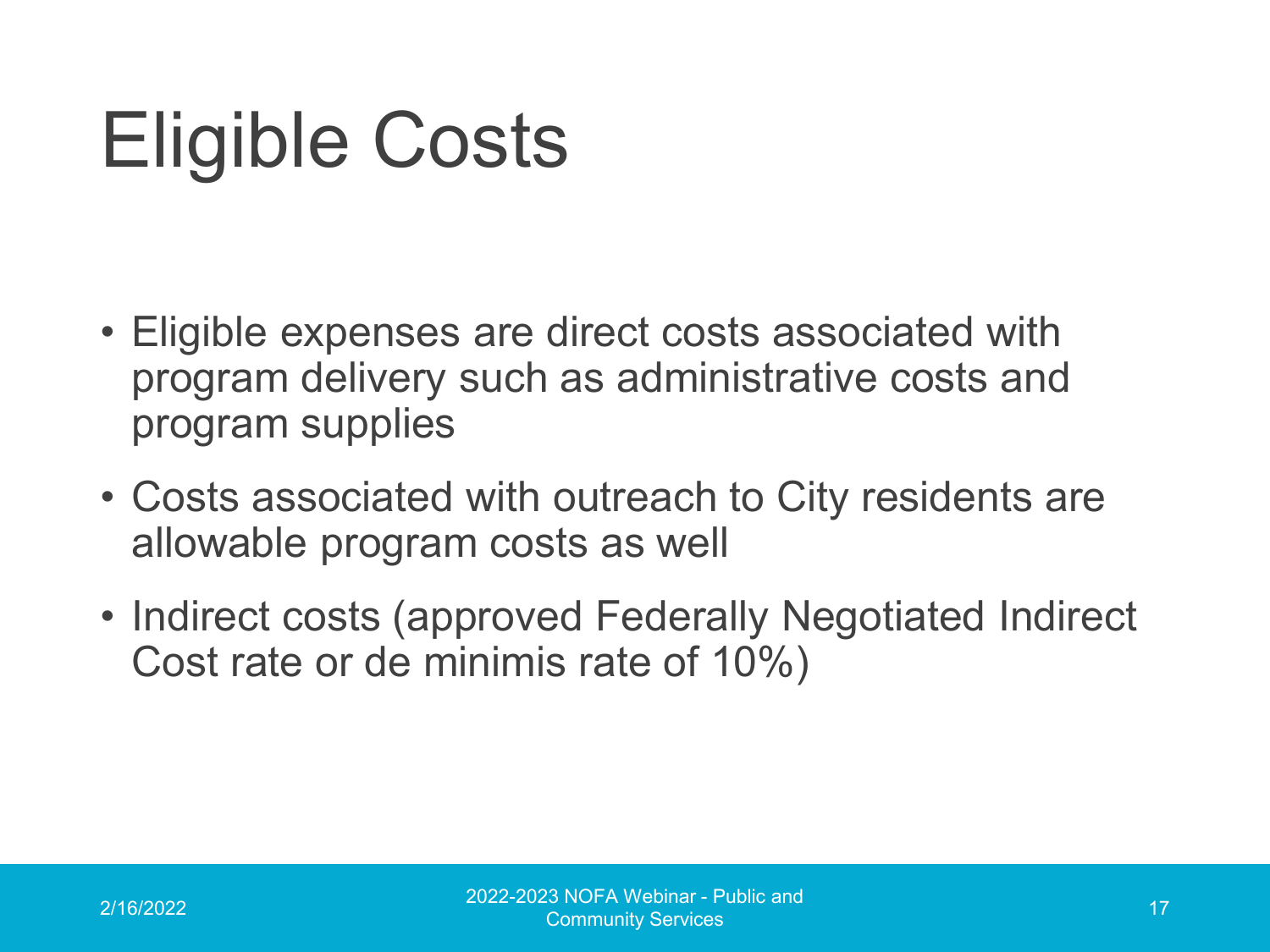# Eligible Costs

- Eligible expenses are direct costs associated with program delivery such as administrative costs and program supplies
- Costs associated with outreach to City residents are allowable program costs as well
- Indirect costs (approved Federally Negotiated Indirect Cost rate or de minimis rate of 10%)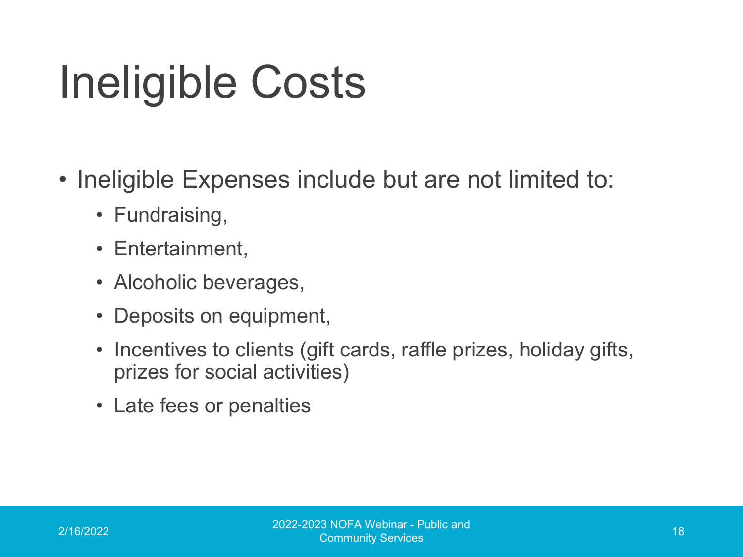# Ineligible Costs

- Ineligible Expenses include but are not limited to:
  - Fundraising,
  - Entertainment,
  - Alcoholic beverages,
  - Deposits on equipment,
  - Incentives to clients (gift cards, raffle prizes, holiday gifts, prizes for social activities)
  - Late fees or penalties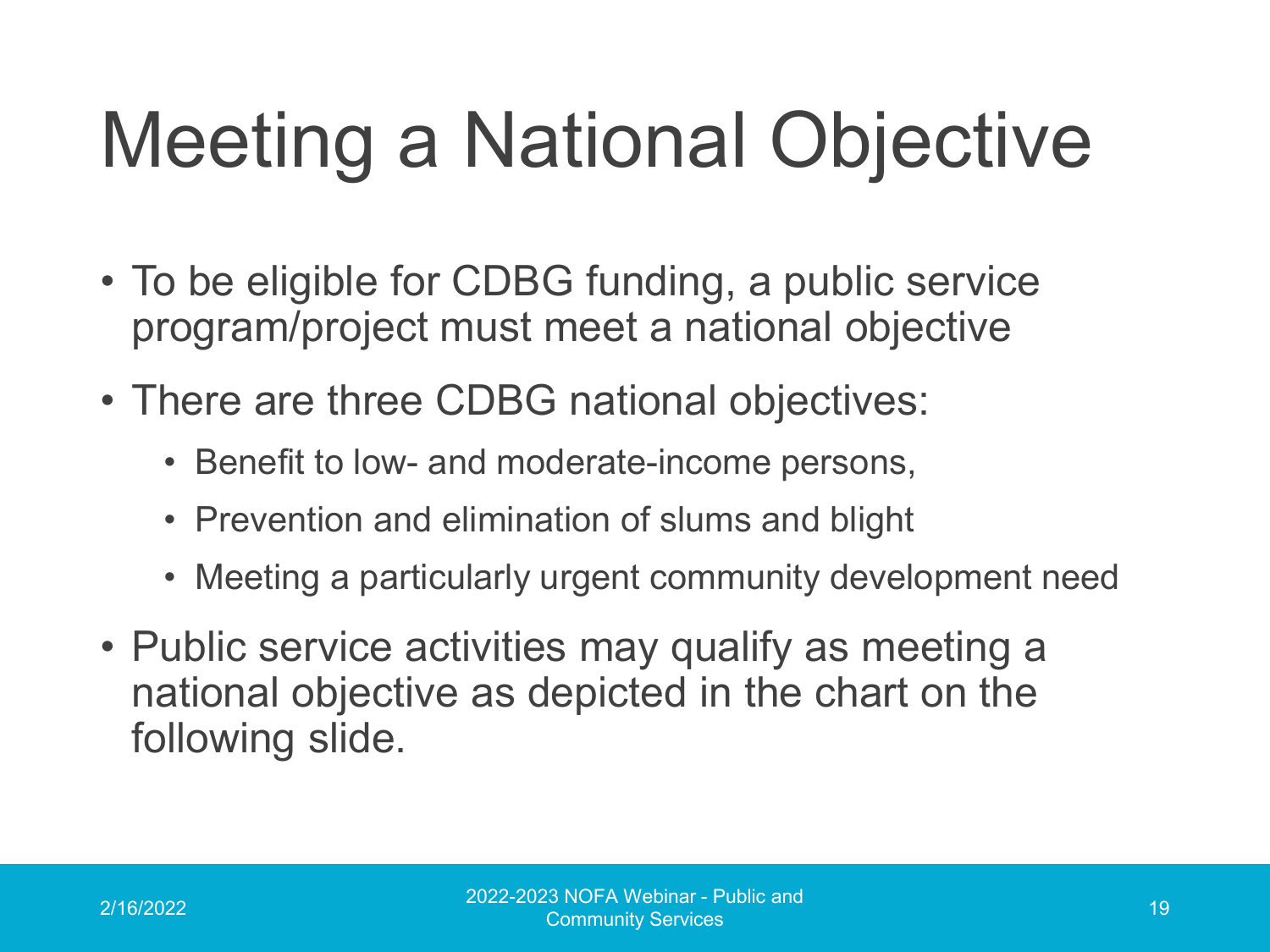# Meeting a National Objective

- To be eligible for CDBG funding, a public service program/project must meet a national objective
- There are three CDBG national objectives:
  - Benefit to low- and moderate-income persons,
  - Prevention and elimination of slums and blight
  - Meeting a particularly urgent community development need
- Public service activities may qualify as meeting a national objective as depicted in the chart on the following slide.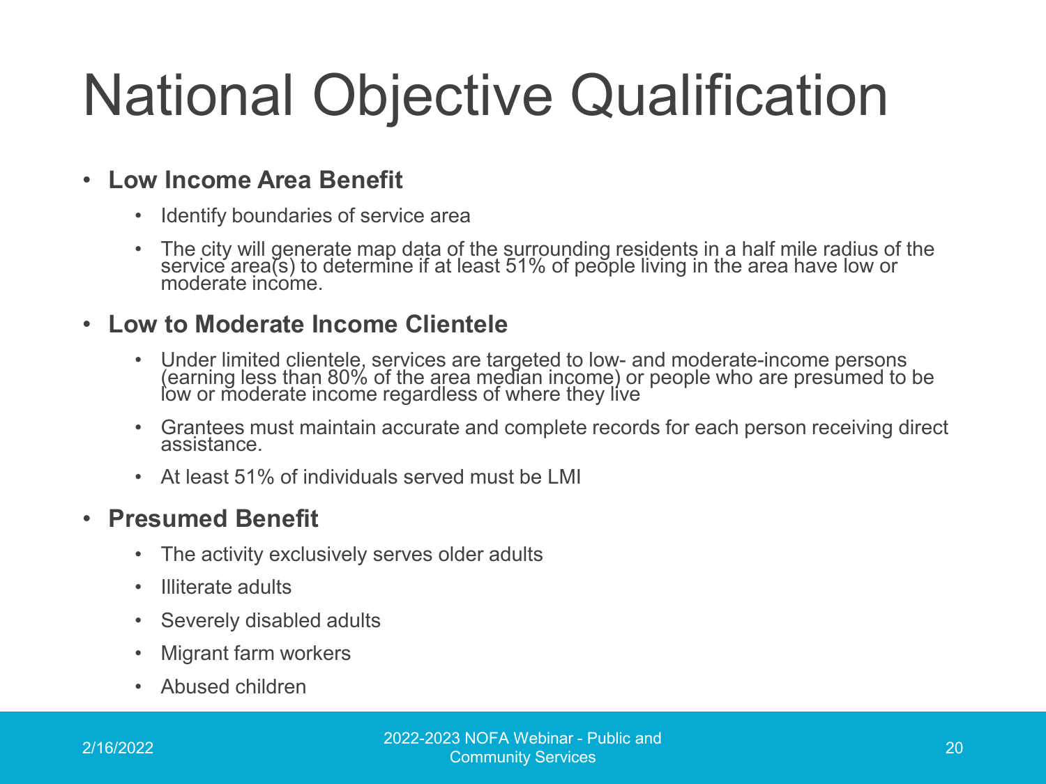# National Objective Qualification

- **Low Income Area Benefit**
  - Identify boundaries of service area
  - The city will generate map data of the surrounding residents in a half mile radius of the service area(s) to determine if at least 51% of people living in the area have low or moderate income.
- **Low to Moderate Income Clientele**
  - Under limited clientele, services are targeted to low- and moderate-income persons (earning less than 80% of the area median income) or people who are presumed to be low or moderate income regardless of where they live
  - Grantees must maintain accurate and complete records for each person receiving direct assistance.
  - At least 51% of individuals served must be LMI
- **Presumed Benefit**
  - The activity exclusively serves older adults
  - Illiterate adults
  - Severely disabled adults
  - Migrant farm workers
  - Abused children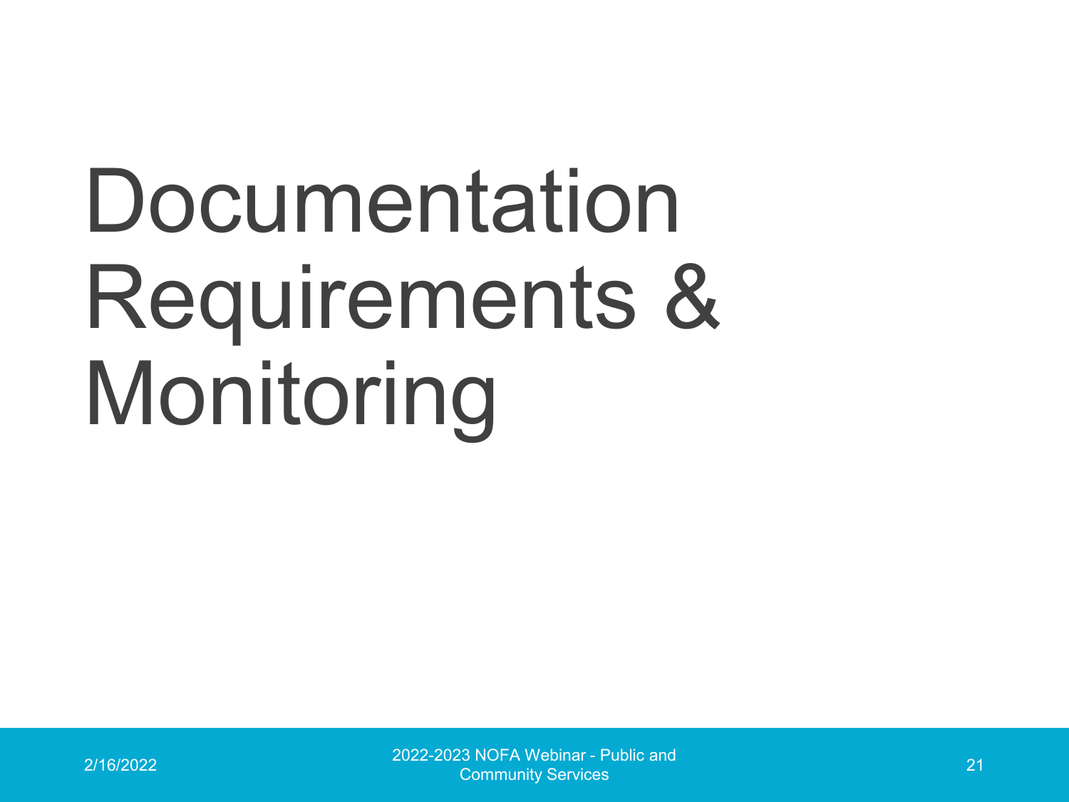# Documentation Requirements & Monitoring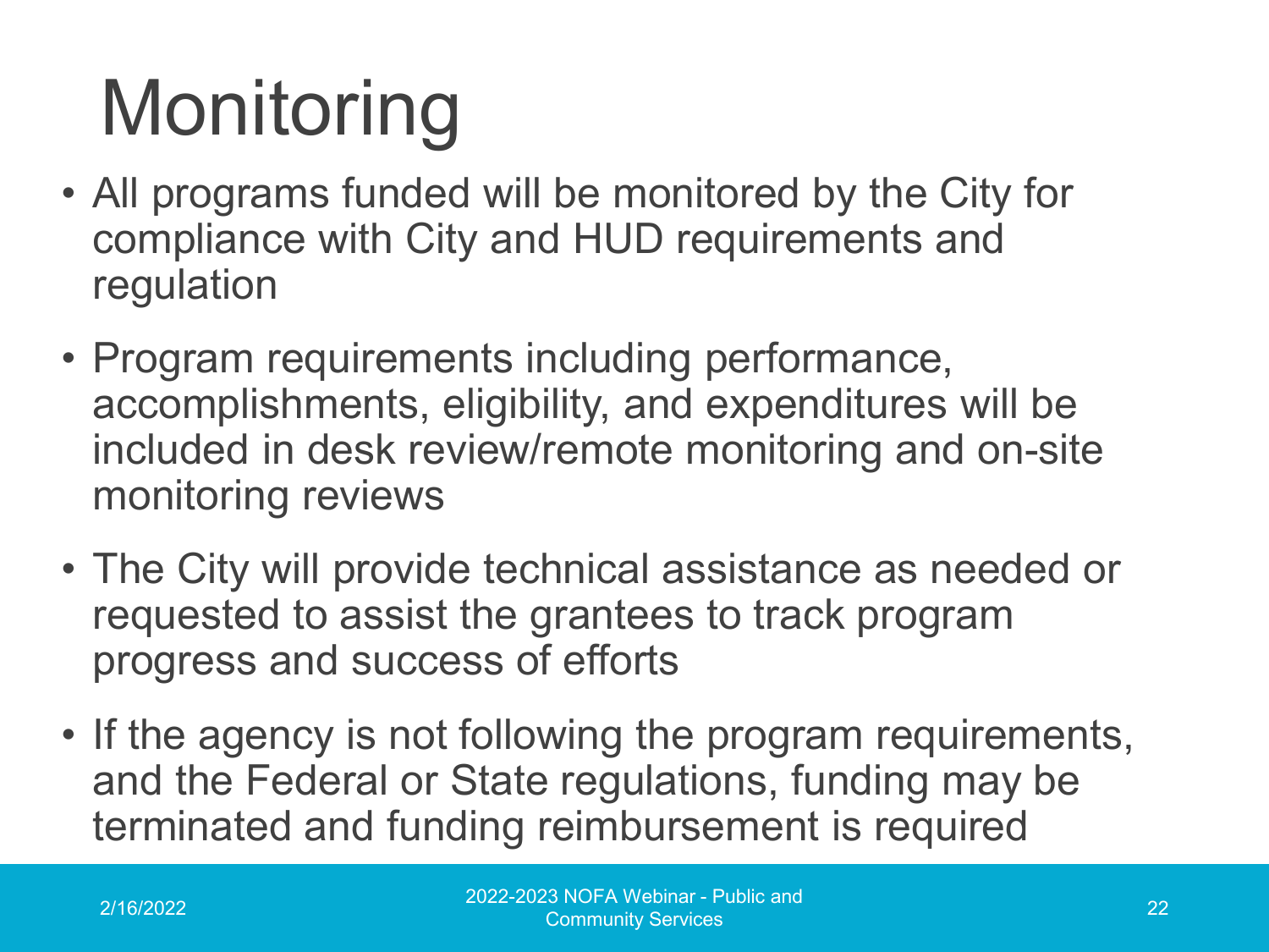# Monitoring

- All programs funded will be monitored by the City for compliance with City and HUD requirements and regulation
- Program requirements including performance, accomplishments, eligibility, and expenditures will be included in desk review/remote monitoring and on-site monitoring reviews
- The City will provide technical assistance as needed or requested to assist the grantees to track program progress and success of efforts
- If the agency is not following the program requirements, and the Federal or State regulations, funding may be terminated and funding reimbursement is required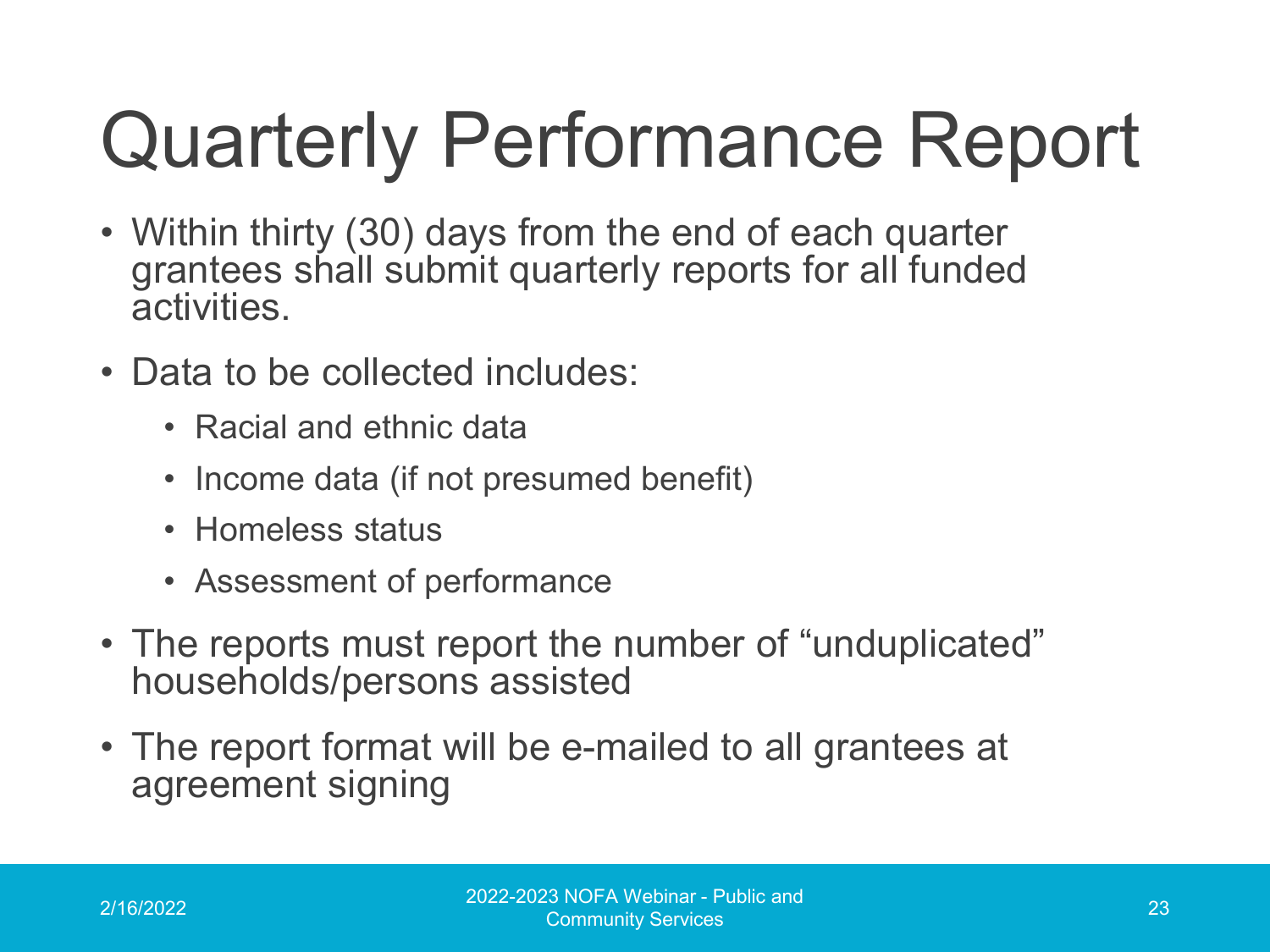# Quarterly Performance Report

- Within thirty (30) days from the end of each quarter grantees shall submit quarterly reports for all funded activities.
- Data to be collected includes:
  - Racial and ethnic data
  - Income data (if not presumed benefit)
  - Homeless status
  - Assessment of performance
- The reports must report the number of "unduplicated" households/persons assisted
- The report format will be e-mailed to all grantees at agreement signing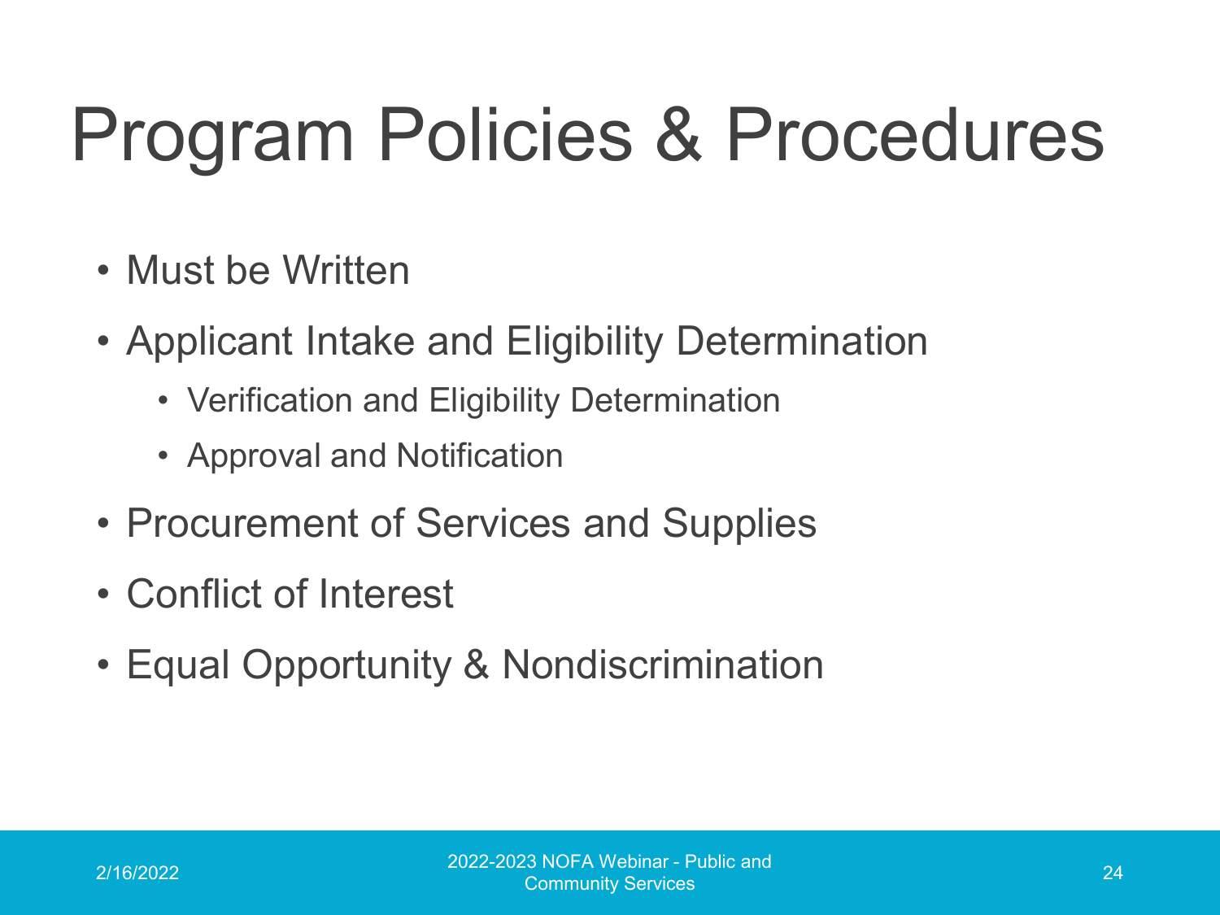# Program Policies & Procedures

- Must be Written
- Applicant Intake and Eligibility Determination
  - Verification and Eligibility Determination
  - Approval and Notification
- Procurement of Services and Supplies
- Conflict of Interest
- Equal Opportunity & Nondiscrimination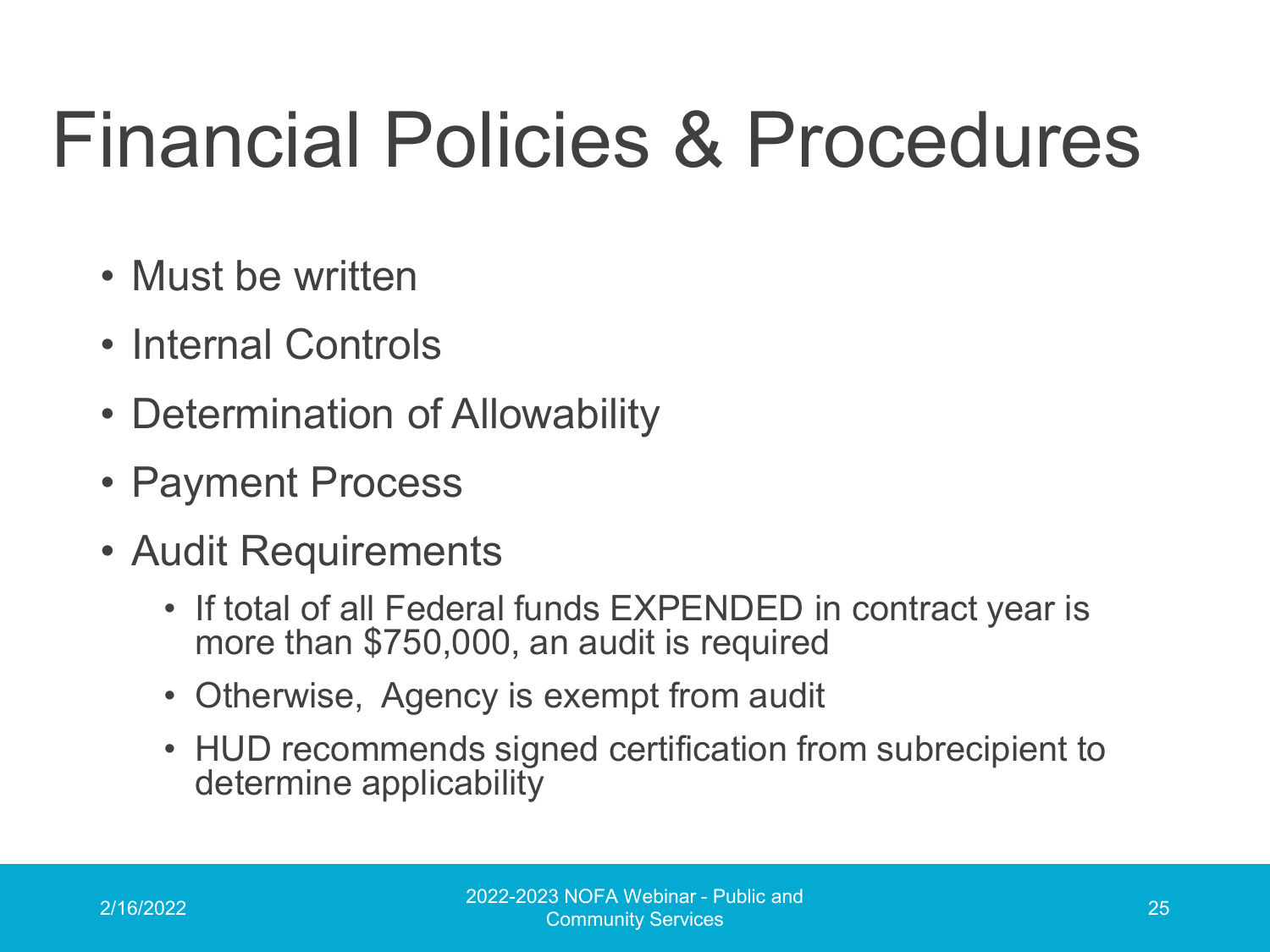# Financial Policies & Procedures

- Must be written
- Internal Controls
- Determination of Allowability
- Payment Process
- Audit Requirements
  - If total of all Federal funds EXPENDED in contract year is more than $750,000, an audit is required
  - Otherwise, Agency is exempt from audit
  - HUD recommends signed certification from subrecipient to determine applicability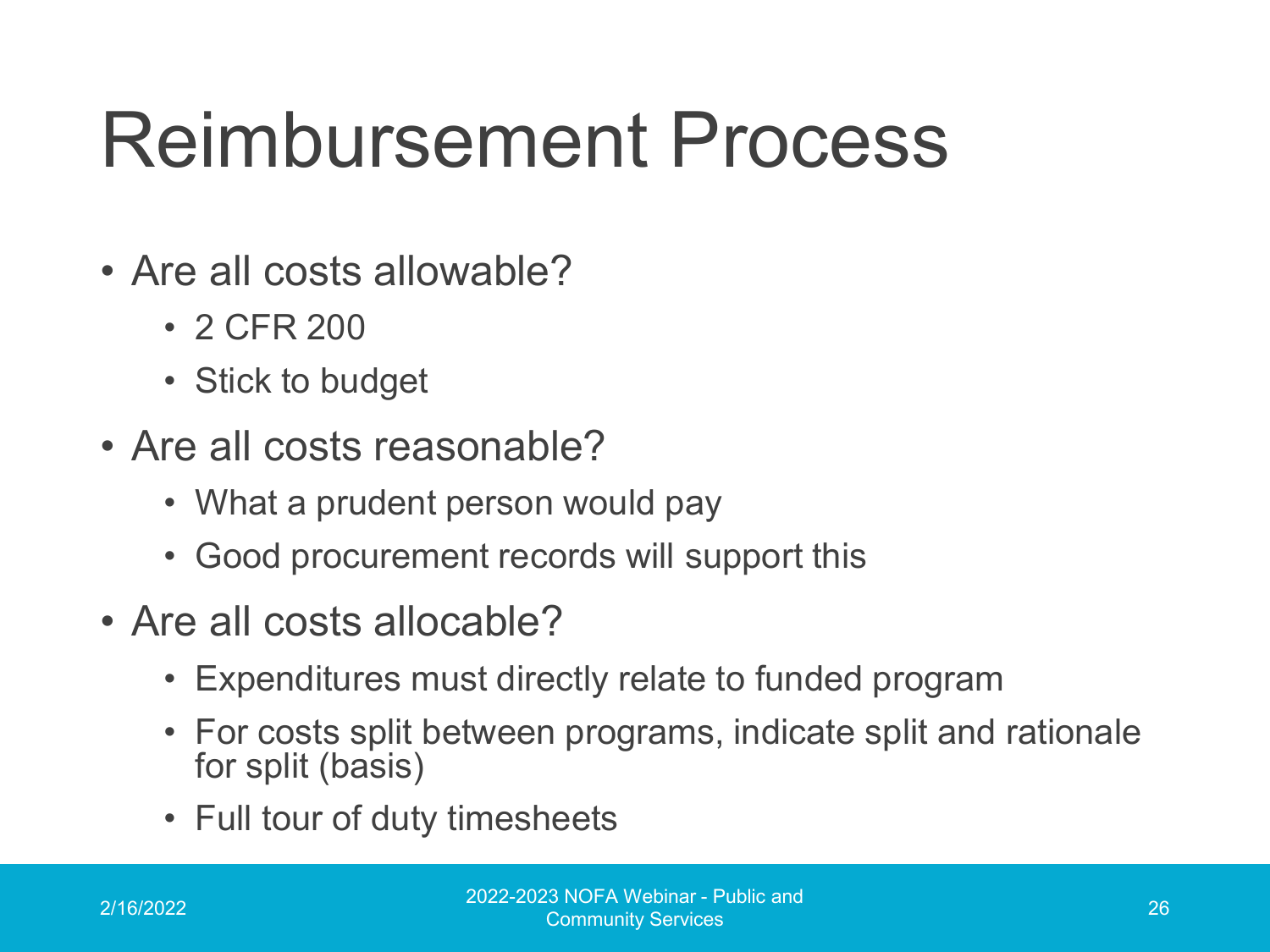# Reimbursement Process

- Are all costs allowable?
  - 2 CFR 200
  - Stick to budget
- Are all costs reasonable?
  - What a prudent person would pay
  - Good procurement records will support this
- Are all costs allocable?
  - Expenditures must directly relate to funded program
  - For costs split between programs, indicate split and rationale for split (basis)
  - Full tour of duty timesheets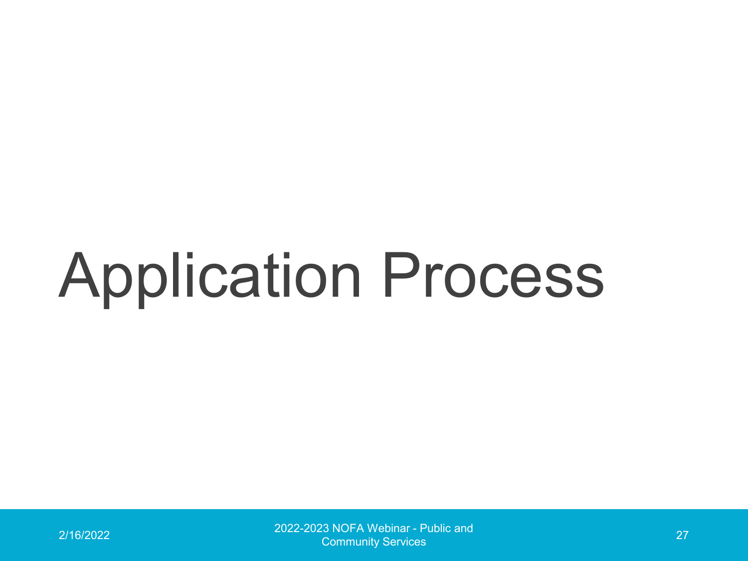# Application Process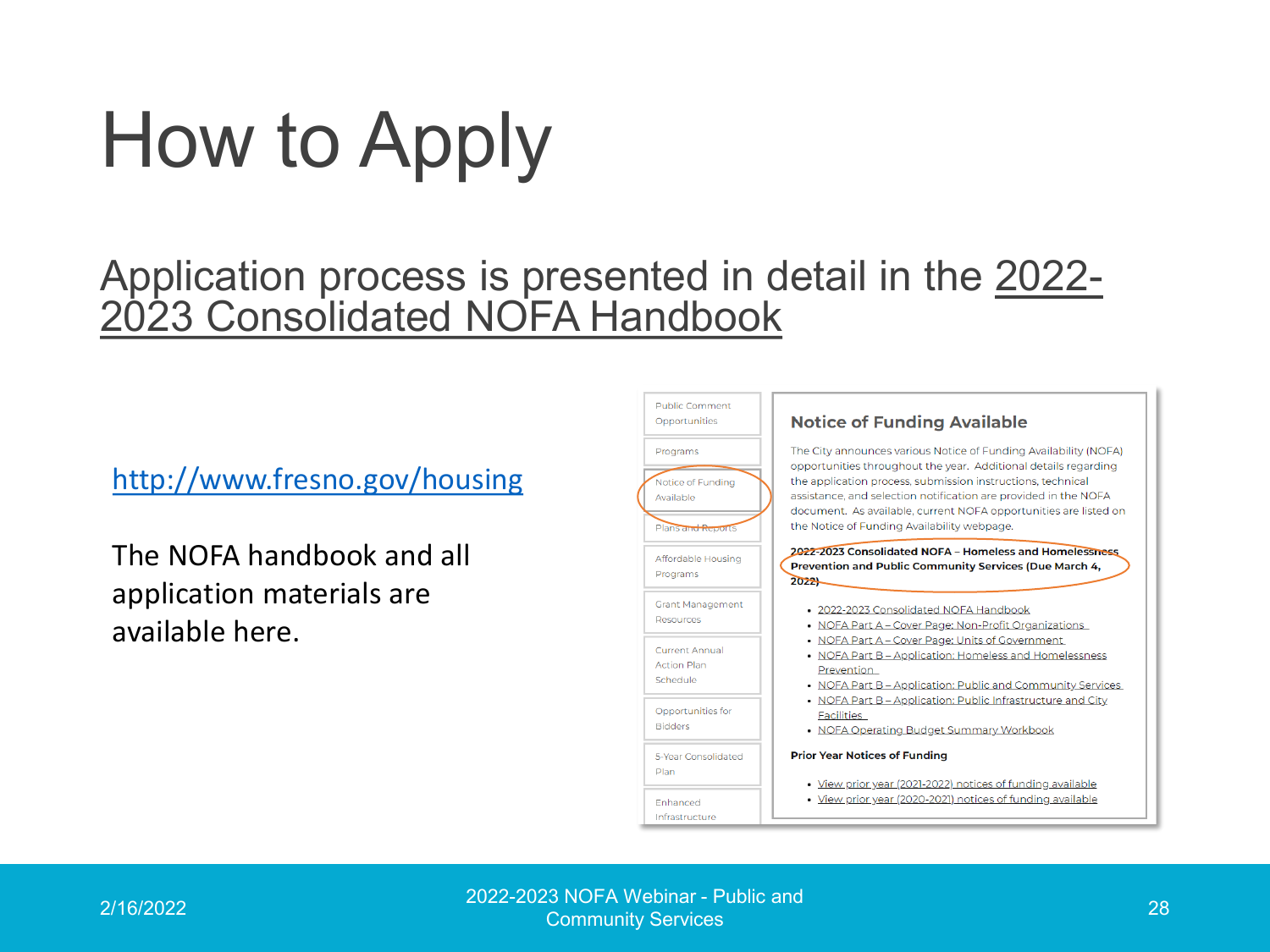# How to Apply

Application process is presented in detail in the 2022-2023 Consolidated NOFA Handbook

http://www.fresno.gov/housing

The NOFA handbook and all application materials are available here.

- Public Comment Opportunities
- Programs
- Notice of Funding Available
- Plans and Reports
- Affordable Housing Programs
- Grant Management Resources
- Current Annual Action Plan Schedule
- Opportunities for Bidders
- 5-Year Consolidated Plan
- Enhanced Infrastructure

## Notice of Funding Available

The City announces various Notice of Funding Availability (NOFA) opportunities throughout the year. Additional details regarding the application process, submission instructions, technical assistance, and selection notification are provided in the NOFA document. As available, current NOFA opportunities are listed on the Notice of Funding Availability webpage.

**2022-2023 Consolidated NOFA – Homeless and Homelessness Prevention and Public Community Services (Due March 4, 2022)**

- 2022-2023 Consolidated NOFA Handbook
- NOFA Part A – Cover Page: Non-Profit Organizations
- NOFA Part A – Cover Page: Units of Government
- NOFA Part B – Application: Homeless and Homelessness Prevention
- NOFA Part B – Application: Public and Community Services
- NOFA Part B – Application: Public Infrastructure and City Facilities
- NOFA Operating Budget Summary Workbook

**Prior Year Notices of Funding**

- View prior year (2021-2022) notices of funding available
- View prior year (2020-2021) notices of funding available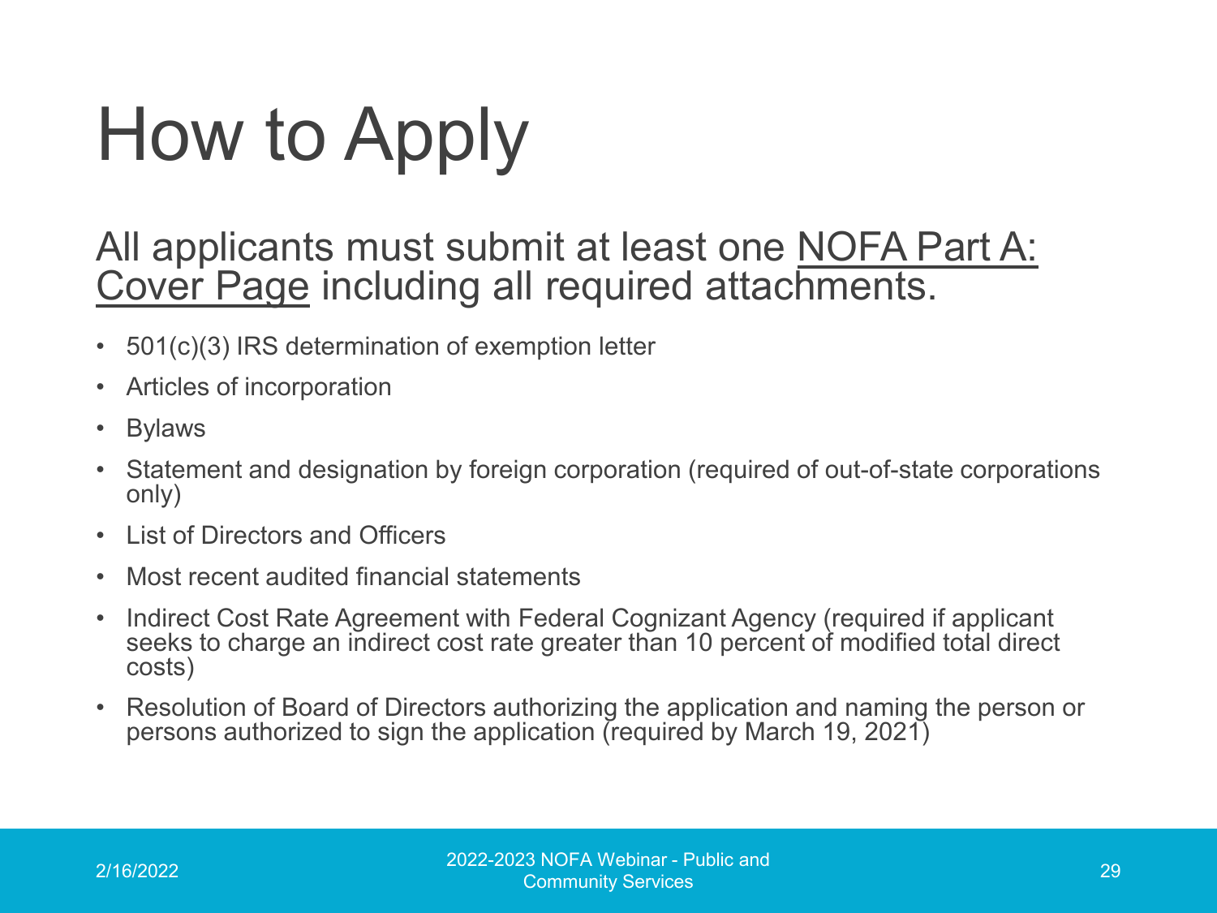# How to Apply

All applicants must submit at least one NOFA Part A: Cover Page including all required attachments.

- 501(c)(3) IRS determination of exemption letter
- Articles of incorporation
- Bylaws
- Statement and designation by foreign corporation (required of out-of-state corporations only)
- List of Directors and Officers
- Most recent audited financial statements
- Indirect Cost Rate Agreement with Federal Cognizant Agency (required if applicant seeks to charge an indirect cost rate greater than 10 percent of modified total direct costs)
- Resolution of Board of Directors authorizing the application and naming the person or persons authorized to sign the application (required by March 19, 2021)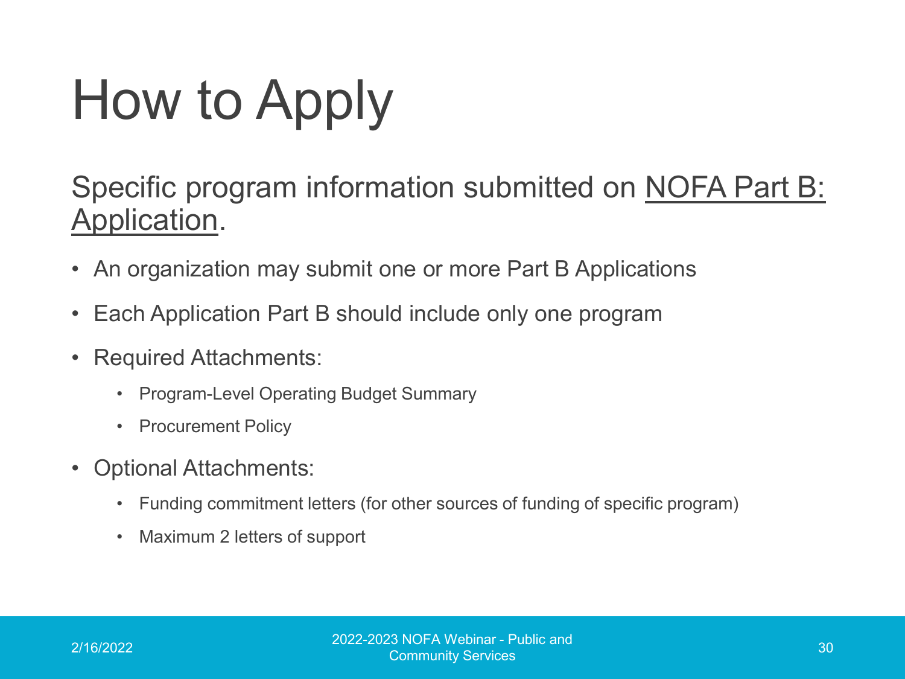# How to Apply

Specific program information submitted on NOFA Part B: Application.

- An organization may submit one or more Part B Applications
- Each Application Part B should include only one program
- Required Attachments:
  - Program-Level Operating Budget Summary
  - Procurement Policy
- Optional Attachments:
  - Funding commitment letters (for other sources of funding of specific program)
  - Maximum 2 letters of support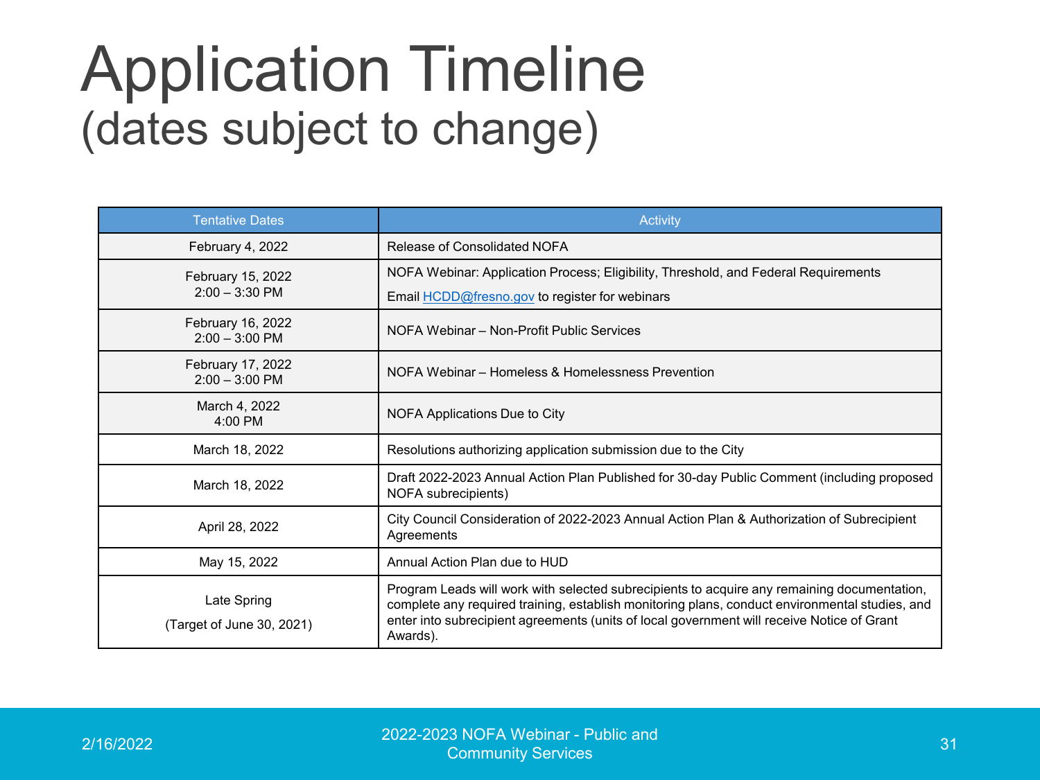# Application Timeline
## (dates subject to change)

| Tentative Dates | Activity |
|---|---|
| February 4, 2022 | Release of Consolidated NOFA |
| February 15, 2022 2:00 – 3:30 PM | NOFA Webinar: Application Process; Eligibility, Threshold, and Federal Requirements<br>Email HCDD@fresno.gov to register for webinars |
| February 16, 2022 2:00 – 3:00 PM | NOFA Webinar – Non-Profit Public Services |
| February 17, 2022 2:00 – 3:00 PM | NOFA Webinar – Homeless & Homelessness Prevention |
| March 4, 2022 4:00 PM | NOFA Applications Due to City |
| March 18, 2022 | Resolutions authorizing application submission due to the City |
| March 18, 2022 | Draft 2022-2023 Annual Action Plan Published for 30-day Public Comment (including proposed NOFA subrecipients) |
| April 28, 2022 | City Council Consideration of 2022-2023 Annual Action Plan & Authorization of Subrecipient Agreements |
| May 15, 2022 | Annual Action Plan due to HUD |
| Late Spring<br>(Target of June 30, 2021) | Program Leads will work with selected subrecipients to acquire any remaining documentation, complete any required training, establish monitoring plans, conduct environmental studies, and enter into subrecipient agreements (units of local government will receive Notice of Grant Awards). |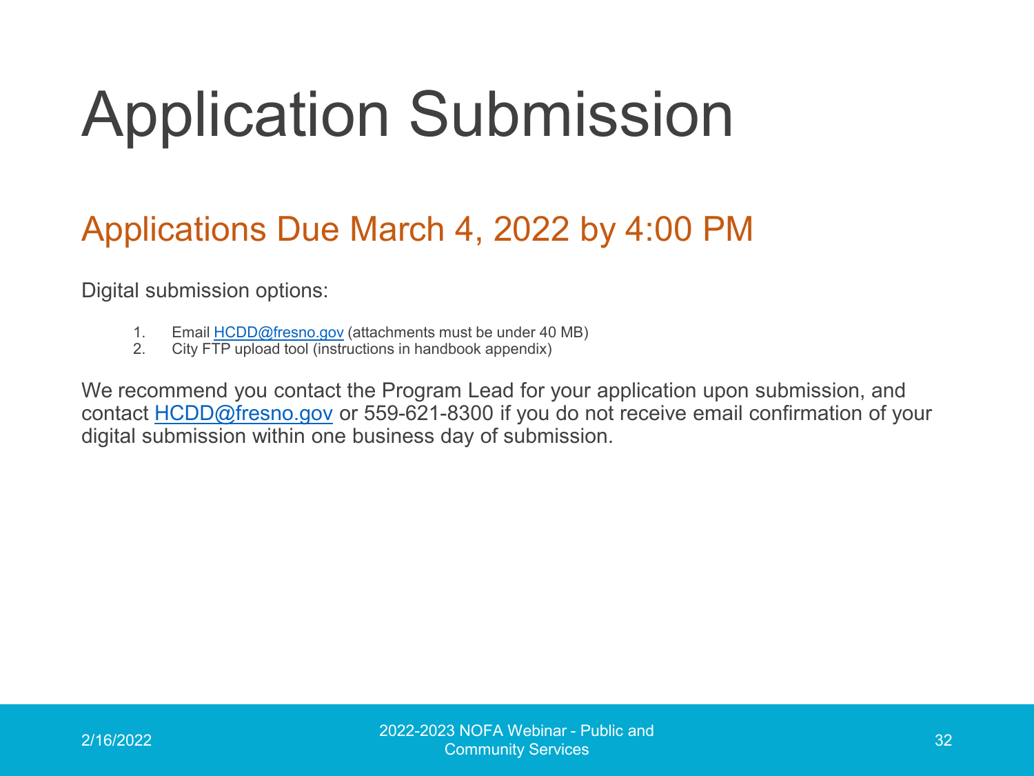# Application Submission

## Applications Due March 4, 2022 by 4:00 PM

Digital submission options:

1. Email HCDD@fresno.gov (attachments must be under 40 MB)
2. City FTP upload tool (instructions in handbook appendix)

We recommend you contact the Program Lead for your application upon submission, and contact HCDD@fresno.gov or 559-621-8300 if you do not receive email confirmation of your digital submission within one business day of submission.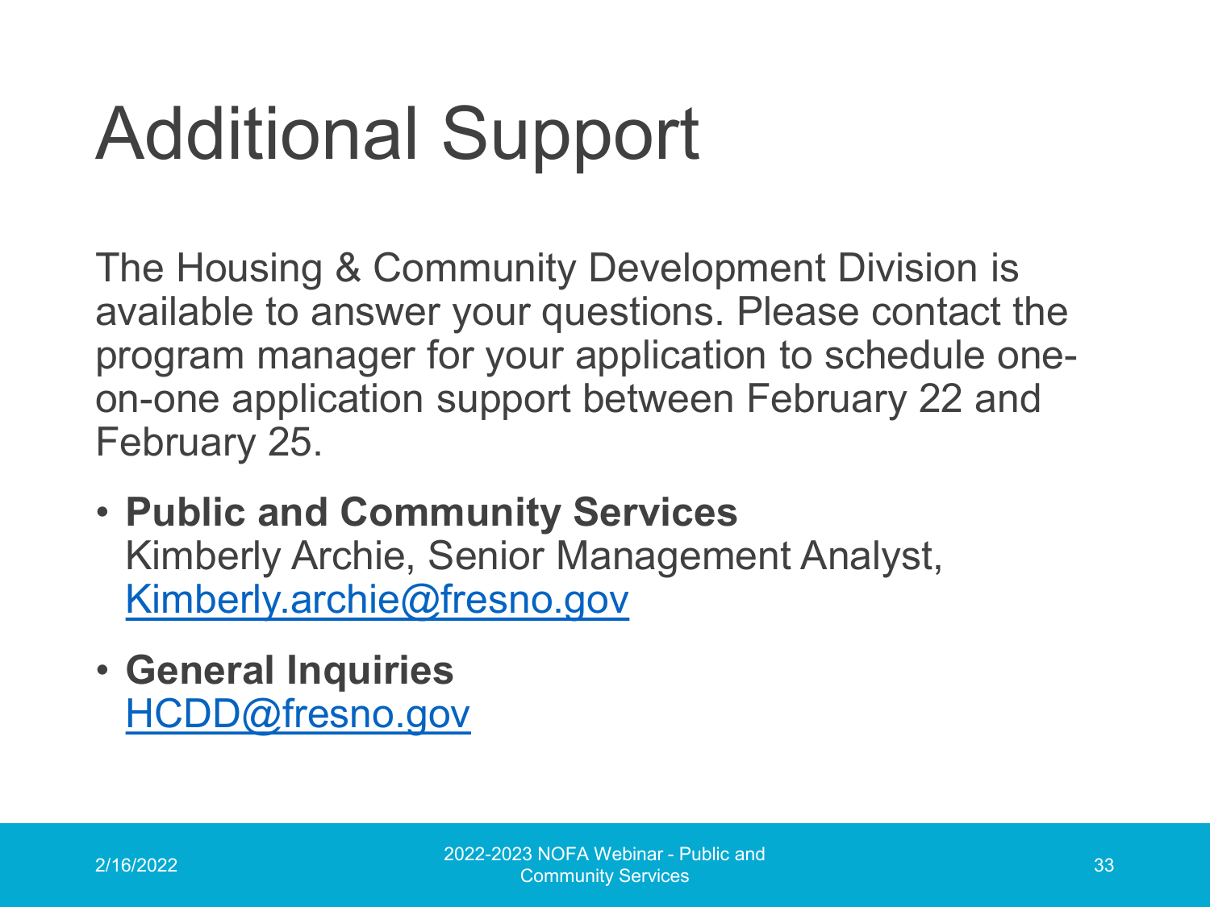# Additional Support

The Housing & Community Development Division is available to answer your questions. Please contact the program manager for your application to schedule one-on-one application support between February 22 and February 25.

- **Public and Community Services**
  Kimberly Archie, Senior Management Analyst, Kimberly.archie@fresno.gov
- **General Inquiries**
  HCDD@fresno.gov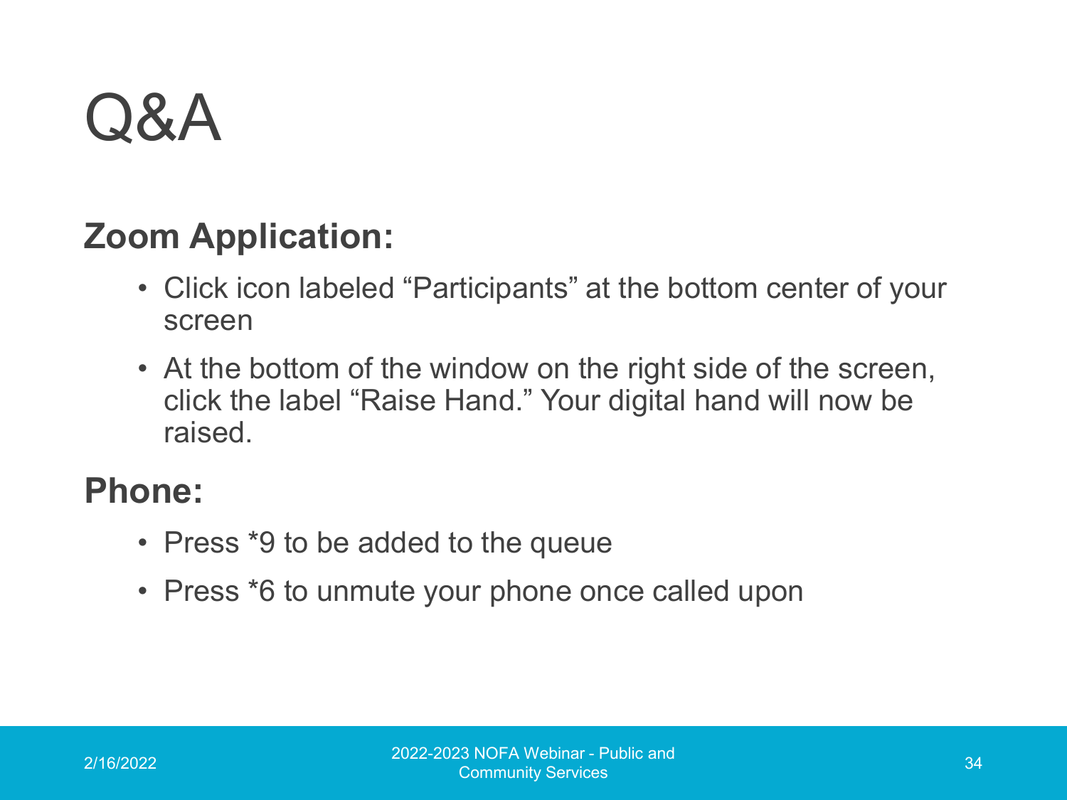# Q&A

**Zoom Application:**

- Click icon labeled "Participants" at the bottom center of your screen
- At the bottom of the window on the right side of the screen, click the label "Raise Hand." Your digital hand will now be raised.

**Phone:**

- Press *9 to be added to the queue
- Press *6 to unmute your phone once called upon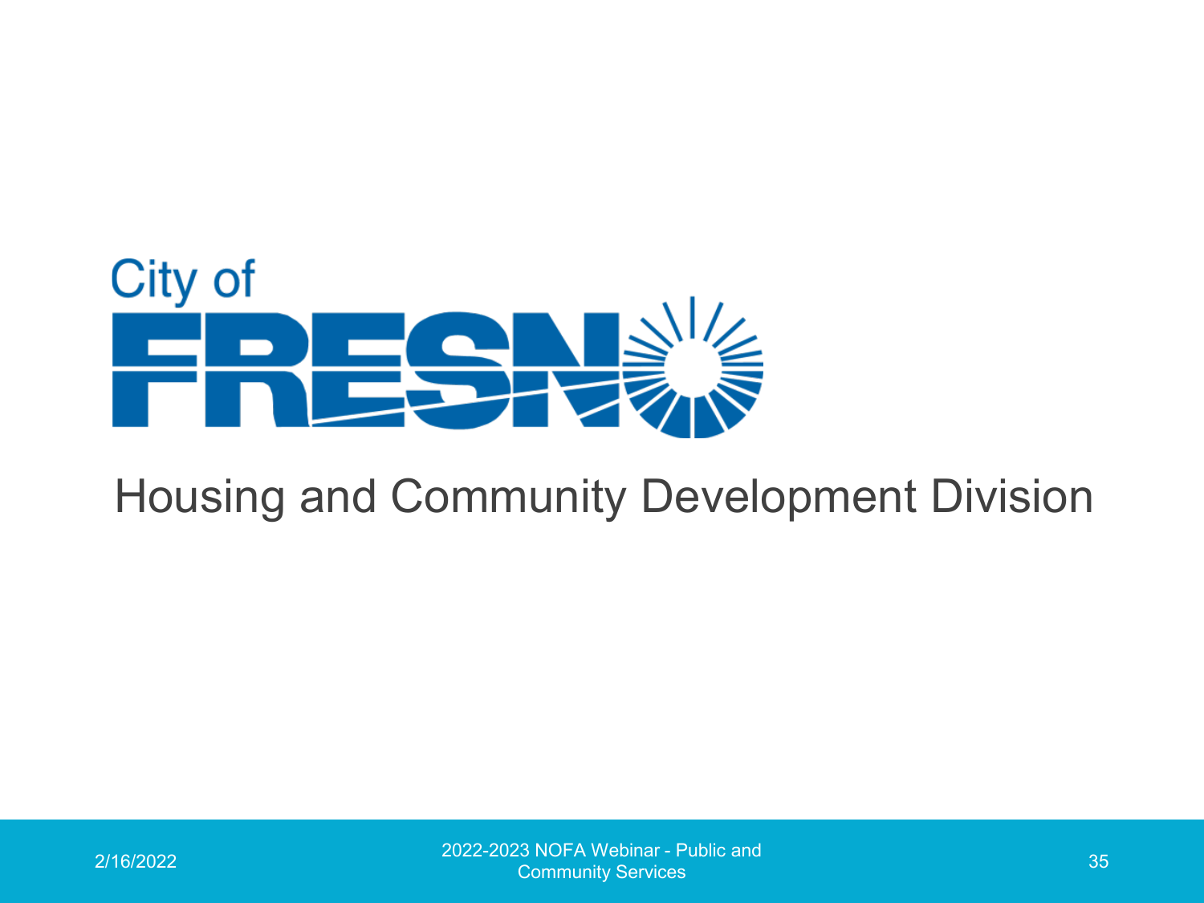City of

FRESNO

Housing and Community Development Division